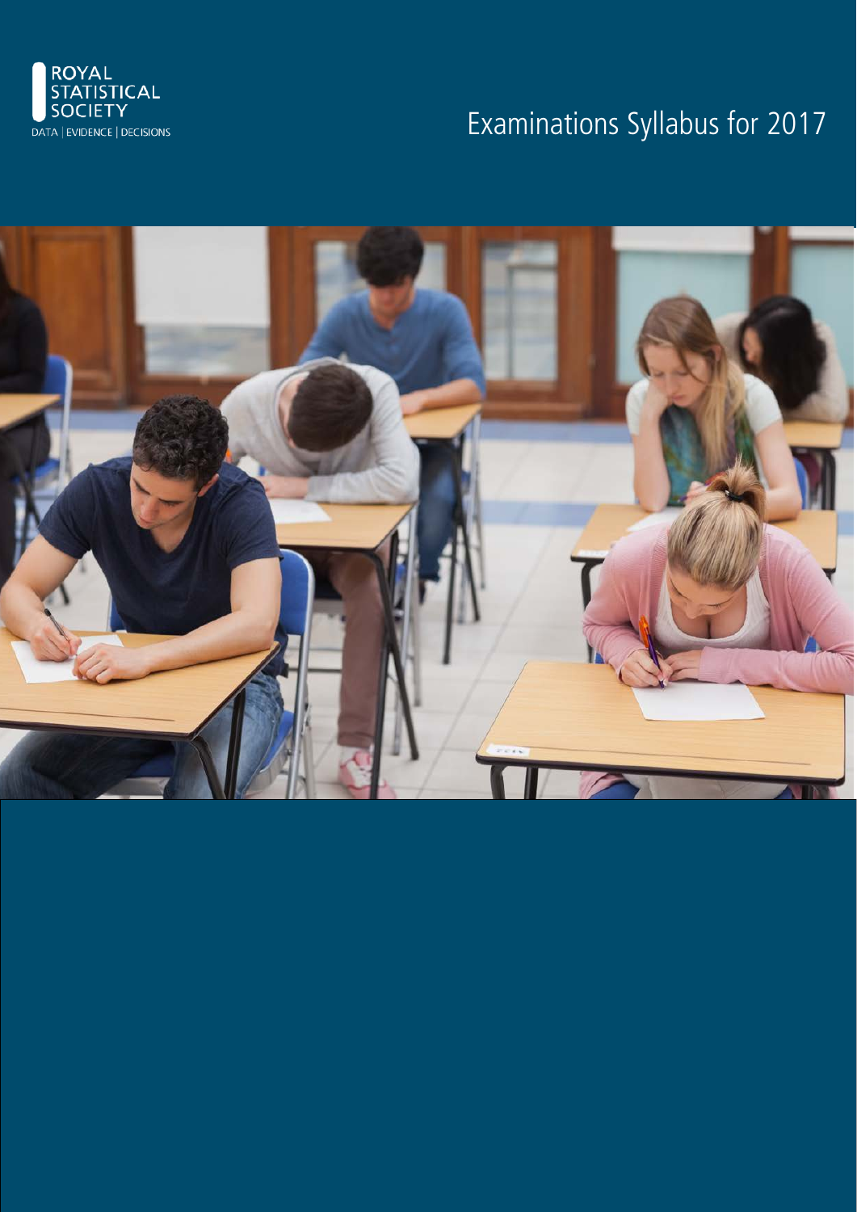ROYAL STATISTICAL SOCIETY

DATA | EVIDENCE | DECISIONS

# Examinations Syllabus for 2017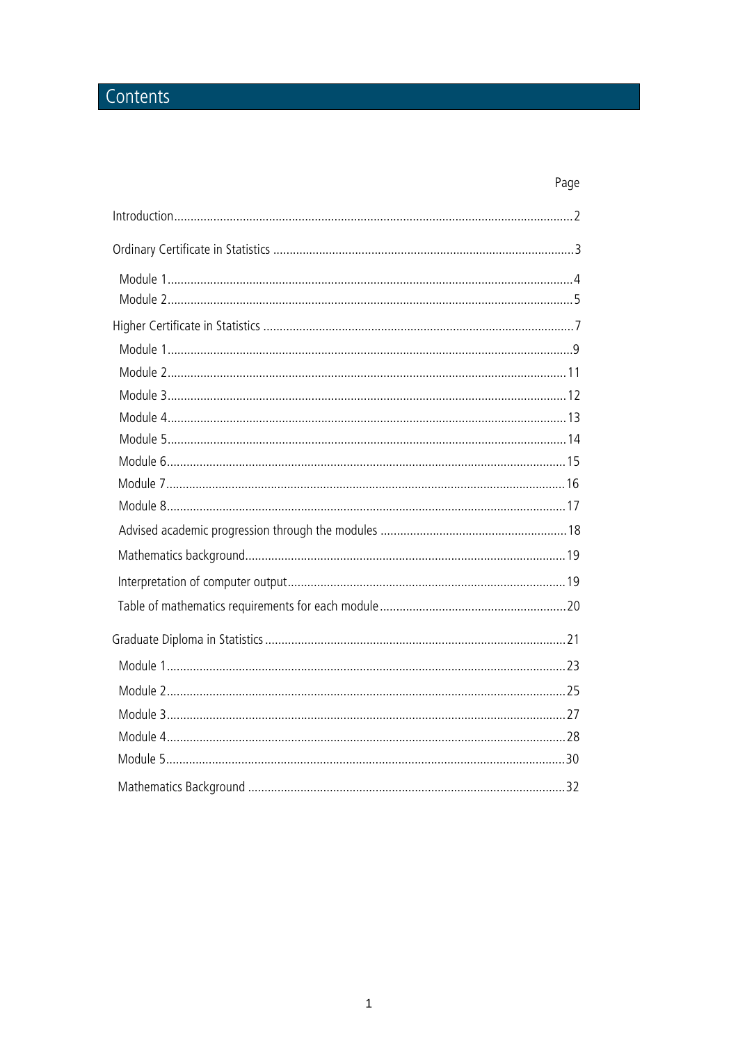# Contents

| | Page |
|---|---|
| Introduction | 2 |
| Ordinary Certificate in Statistics | 3 |
| Module 1 | 4 |
| Module 2 | 5 |
| Higher Certificate in Statistics | 7 |
| Module 1 | 9 |
| Module 2 | 11 |
| Module 3 | 12 |
| Module 4 | 13 |
| Module 5 | 14 |
| Module 6 | 15 |
| Module 7 | 16 |
| Module 8 | 17 |
| Advised academic progression through the modules | 18 |
| Mathematics background | 19 |
| Interpretation of computer output | 19 |
| Table of mathematics requirements for each module | 20 |
| Graduate Diploma in Statistics | 21 |
| Module 1 | 23 |
| Module 2 | 25 |
| Module 3 | 27 |
| Module 4 | 28 |
| Module 5 | 30 |
| Mathematics Background | 32 |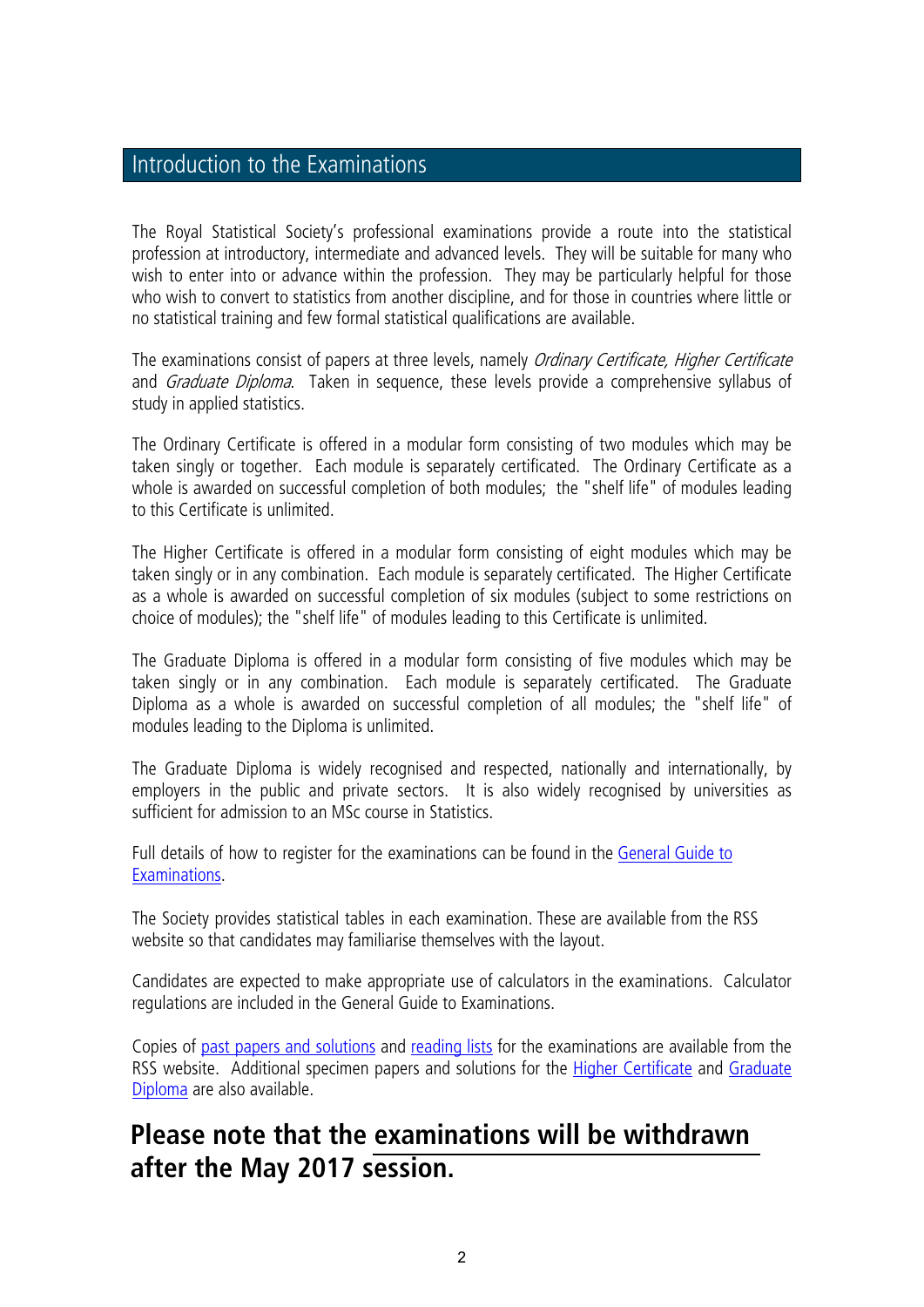## Introduction to the Examinations

The Royal Statistical Society's professional examinations provide a route into the statistical profession at introductory, intermediate and advanced levels. They will be suitable for many who wish to enter into or advance within the profession. They may be particularly helpful for those who wish to convert to statistics from another discipline, and for those in countries where little or no statistical training and few formal statistical qualifications are available.

The examinations consist of papers at three levels, namely *Ordinary Certificate, Higher Certificate* and *Graduate Diploma*. Taken in sequence, these levels provide a comprehensive syllabus of study in applied statistics.

The Ordinary Certificate is offered in a modular form consisting of two modules which may be taken singly or together. Each module is separately certificated. The Ordinary Certificate as a whole is awarded on successful completion of both modules; the "shelf life" of modules leading to this Certificate is unlimited.

The Higher Certificate is offered in a modular form consisting of eight modules which may be taken singly or in any combination. Each module is separately certificated. The Higher Certificate as a whole is awarded on successful completion of six modules (subject to some restrictions on choice of modules); the "shelf life" of modules leading to this Certificate is unlimited.

The Graduate Diploma is offered in a modular form consisting of five modules which may be taken singly or in any combination. Each module is separately certificated. The Graduate Diploma as a whole is awarded on successful completion of all modules; the "shelf life" of modules leading to the Diploma is unlimited.

The Graduate Diploma is widely recognised and respected, nationally and internationally, by employers in the public and private sectors. It is also widely recognised by universities as sufficient for admission to an MSc course in Statistics.

Full details of how to register for the examinations can be found in the General Guide to Examinations.

The Society provides statistical tables in each examination. These are available from the RSS website so that candidates may familiarise themselves with the layout.

Candidates are expected to make appropriate use of calculators in the examinations. Calculator regulations are included in the General Guide to Examinations.

Copies of past papers and solutions and reading lists for the examinations are available from the RSS website. Additional specimen papers and solutions for the Higher Certificate and Graduate Diploma are also available.

**Please note that the examinations will be withdrawn after the May 2017 session.**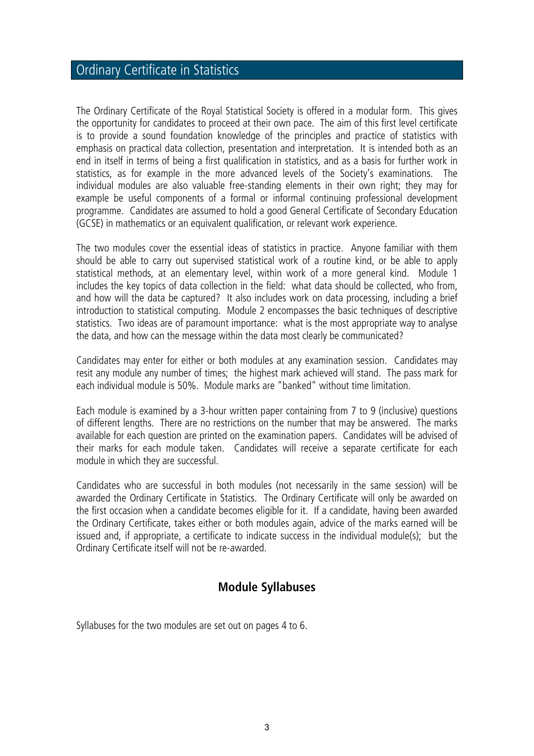# Ordinary Certificate in Statistics

The Ordinary Certificate of the Royal Statistical Society is offered in a modular form. This gives the opportunity for candidates to proceed at their own pace. The aim of this first level certificate is to provide a sound foundation knowledge of the principles and practice of statistics with emphasis on practical data collection, presentation and interpretation. It is intended both as an end in itself in terms of being a first qualification in statistics, and as a basis for further work in statistics, as for example in the more advanced levels of the Society's examinations. The individual modules are also valuable free-standing elements in their own right; they may for example be useful components of a formal or informal continuing professional development programme. Candidates are assumed to hold a good General Certificate of Secondary Education (GCSE) in mathematics or an equivalent qualification, or relevant work experience.

The two modules cover the essential ideas of statistics in practice. Anyone familiar with them should be able to carry out supervised statistical work of a routine kind, or be able to apply statistical methods, at an elementary level, within work of a more general kind. Module 1 includes the key topics of data collection in the field: what data should be collected, who from, and how will the data be captured? It also includes work on data processing, including a brief introduction to statistical computing. Module 2 encompasses the basic techniques of descriptive statistics. Two ideas are of paramount importance: what is the most appropriate way to analyse the data, and how can the message within the data most clearly be communicated?

Candidates may enter for either or both modules at any examination session. Candidates may resit any module any number of times; the highest mark achieved will stand. The pass mark for each individual module is 50%. Module marks are "banked" without time limitation.

Each module is examined by a 3-hour written paper containing from 7 to 9 (inclusive) questions of different lengths. There are no restrictions on the number that may be answered. The marks available for each question are printed on the examination papers. Candidates will be advised of their marks for each module taken. Candidates will receive a separate certificate for each module in which they are successful.

Candidates who are successful in both modules (not necessarily in the same session) will be awarded the Ordinary Certificate in Statistics. The Ordinary Certificate will only be awarded on the first occasion when a candidate becomes eligible for it. If a candidate, having been awarded the Ordinary Certificate, takes either or both modules again, advice of the marks earned will be issued and, if appropriate, a certificate to indicate success in the individual module(s); but the Ordinary Certificate itself will not be re-awarded.

## Module Syllabuses

Syllabuses for the two modules are set out on pages 4 to 6.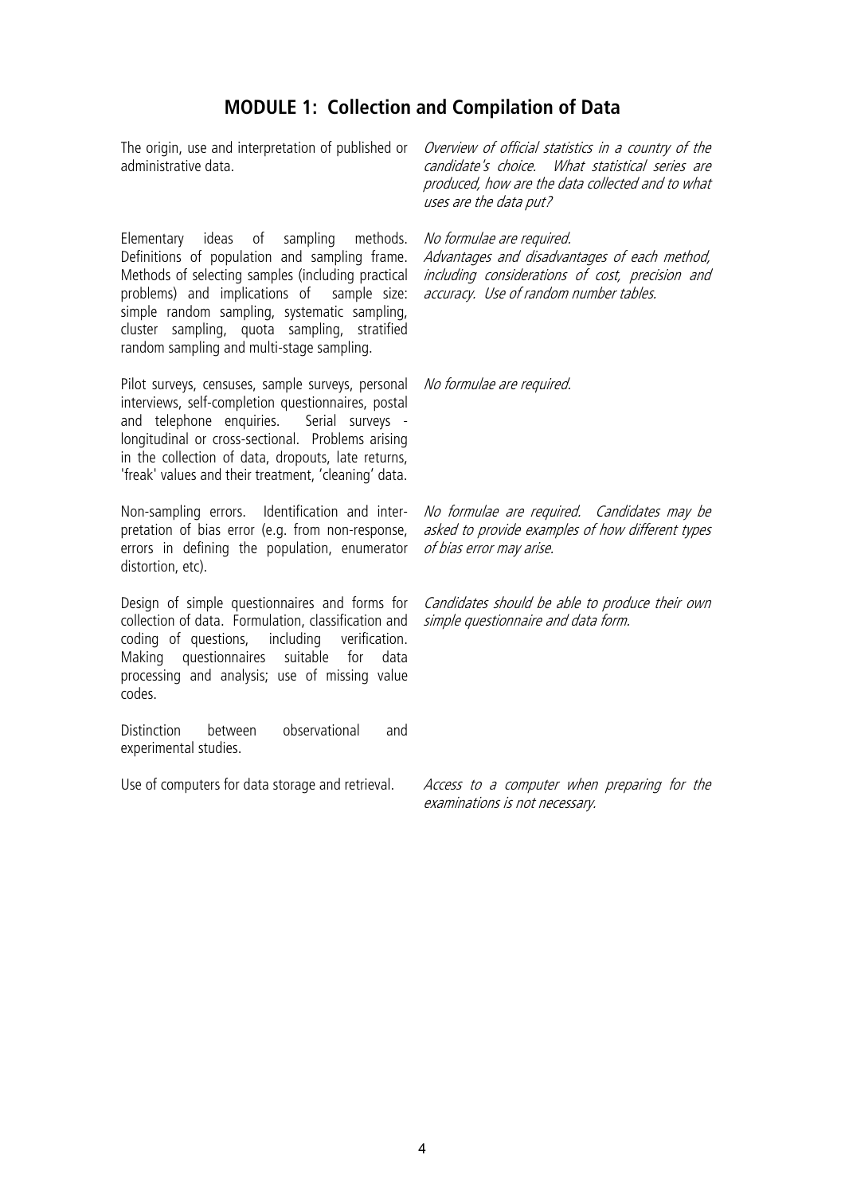## MODULE 1: Collection and Compilation of Data

| | |
|---|---|
| The origin, use and interpretation of published or administrative data. | *Overview of official statistics in a country of the candidate's choice. What statistical series are produced, how are the data collected and to what uses are the data put?* |
| Elementary ideas of sampling methods. Definitions of population and sampling frame. Methods of selecting samples (including practical problems) and implications of sample size: simple random sampling, systematic sampling, cluster sampling, quota sampling, stratified random sampling and multi-stage sampling. | *No formulae are required. Advantages and disadvantages of each method, including considerations of cost, precision and accuracy. Use of random number tables.* |
| Pilot surveys, censuses, sample surveys, personal interviews, self-completion questionnaires, postal and telephone enquiries. Serial surveys - longitudinal or cross-sectional. Problems arising in the collection of data, dropouts, late returns, 'freak' values and their treatment, 'cleaning' data. | *No formulae are required.* |
| Non-sampling errors. Identification and interpretation of bias error (e.g. from non-response, errors in defining the population, enumerator distortion, etc). | *No formulae are required. Candidates may be asked to provide examples of how different types of bias error may arise.* |
| Design of simple questionnaires and forms for collection of data. Formulation, classification and coding of questions, including verification. Making questionnaires suitable for data processing and analysis; use of missing value codes. | *Candidates should be able to produce their own simple questionnaire and data form.* |
| Distinction between observational and experimental studies. | |
| Use of computers for data storage and retrieval. | *Access to a computer when preparing for the examinations is not necessary.* |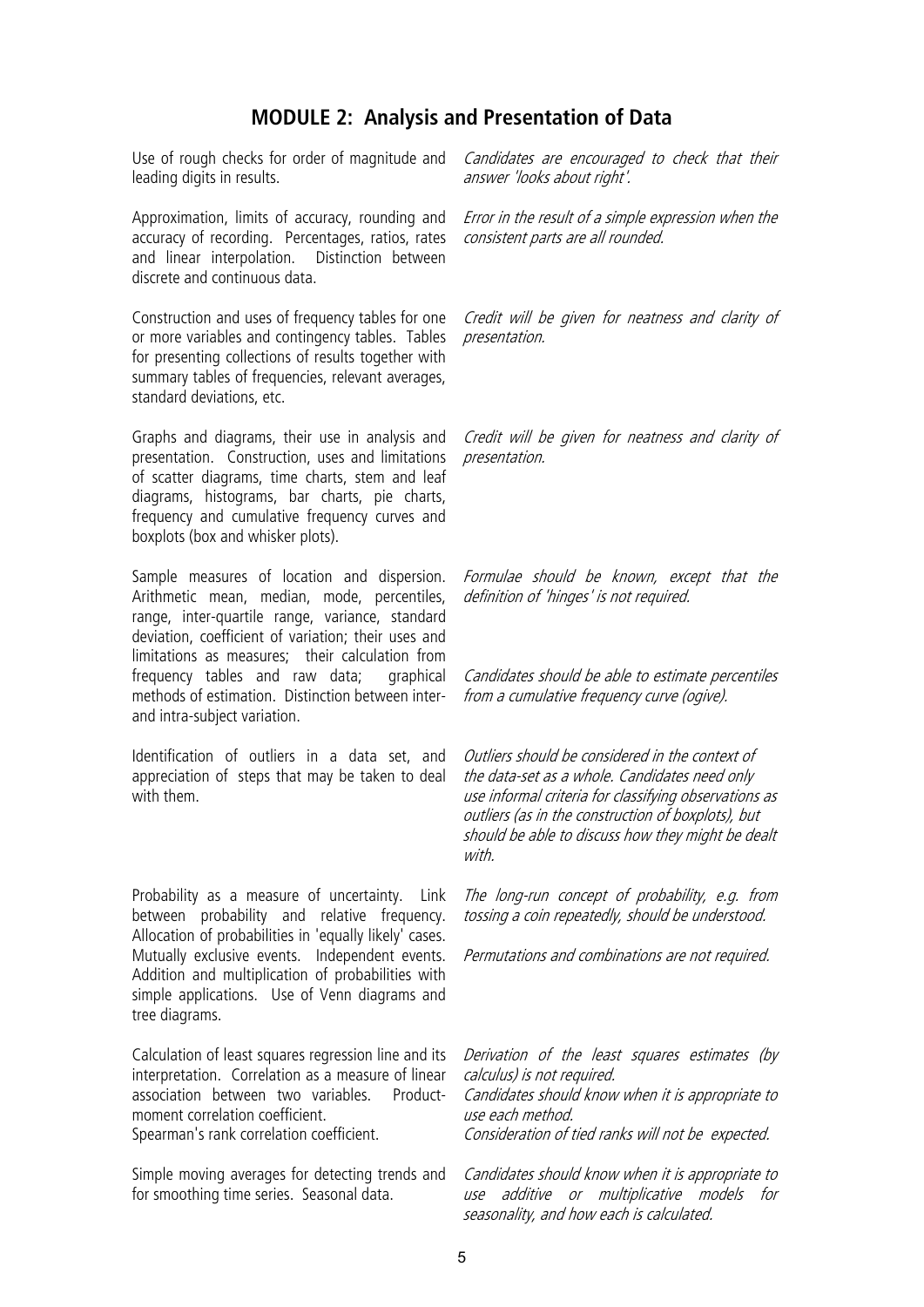## MODULE 2: Analysis and Presentation of Data

| | |
|---|---|
| Use of rough checks for order of magnitude and leading digits in results. | *Candidates are encouraged to check that their answer 'looks about right'.* |
| Approximation, limits of accuracy, rounding and accuracy of recording. Percentages, ratios, rates and linear interpolation. Distinction between discrete and continuous data. | *Error in the result of a simple expression when the consistent parts are all rounded.* |
| Construction and uses of frequency tables for one or more variables and contingency tables. Tables for presenting collections of results together with summary tables of frequencies, relevant averages, standard deviations, etc. | *Credit will be given for neatness and clarity of presentation.* |
| Graphs and diagrams, their use in analysis and presentation. Construction, uses and limitations of scatter diagrams, time charts, stem and leaf diagrams, histograms, bar charts, pie charts, frequency and cumulative frequency curves and boxplots (box and whisker plots). | *Credit will be given for neatness and clarity of presentation.* |
| Sample measures of location and dispersion. Arithmetic mean, median, mode, percentiles, range, inter-quartile range, variance, standard deviation, coefficient of variation; their uses and limitations as measures; their calculation from frequency tables and raw data; graphical methods of estimation. Distinction between inter- and intra-subject variation. | *Formulae should be known, except that the definition of 'hinges' is not required.*<br><br>*Candidates should be able to estimate percentiles from a cumulative frequency curve (ogive).* |
| Identification of outliers in a data set, and appreciation of steps that may be taken to deal with them. | *Outliers should be considered in the context of the data-set as a whole. Candidates need only use informal criteria for classifying observations as outliers (as in the construction of boxplots), but should be able to discuss how they might be dealt with.* |
| Probability as a measure of uncertainty. Link between probability and relative frequency. Allocation of probabilities in 'equally likely' cases. Mutually exclusive events. Independent events. Addition and multiplication of probabilities with simple applications. Use of Venn diagrams and tree diagrams. | *The long-run concept of probability, e.g. from tossing a coin repeatedly, should be understood.*<br><br>*Permutations and combinations are not required.* |
| Calculation of least squares regression line and its interpretation. Correlation as a measure of linear association between two variables. Product-moment correlation coefficient.<br>Spearman's rank correlation coefficient. | *Derivation of the least squares estimates (by calculus) is not required.*<br>*Candidates should know when it is appropriate to use each method.*<br>*Consideration of tied ranks will not be expected.* |
| Simple moving averages for detecting trends and for smoothing time series. Seasonal data. | *Candidates should know when it is appropriate to use additive or multiplicative models for seasonality, and how each is calculated.* |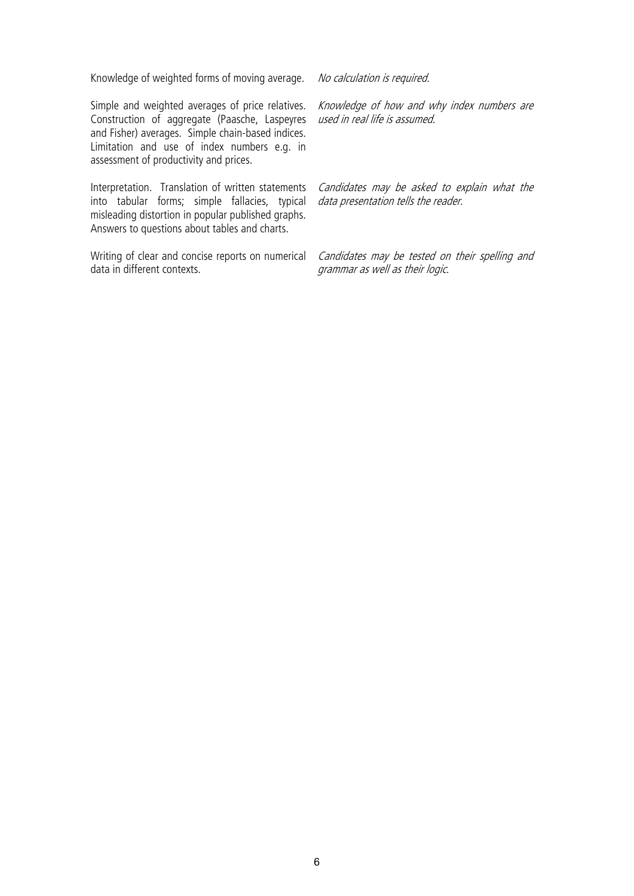| | |
|---|---|
| Knowledge of weighted forms of moving average. | *No calculation is required.* |
| Simple and weighted averages of price relatives. Construction of aggregate (Paasche, Laspeyres and Fisher) averages. Simple chain-based indices. Limitation and use of index numbers e.g. in assessment of productivity and prices. | *Knowledge of how and why index numbers are used in real life is assumed.* |
| Interpretation. Translation of written statements into tabular forms; simple fallacies, typical misleading distortion in popular published graphs. Answers to questions about tables and charts. | *Candidates may be asked to explain what the data presentation tells the reader.* |
| Writing of clear and concise reports on numerical data in different contexts. | *Candidates may be tested on their spelling and grammar as well as their logic.* |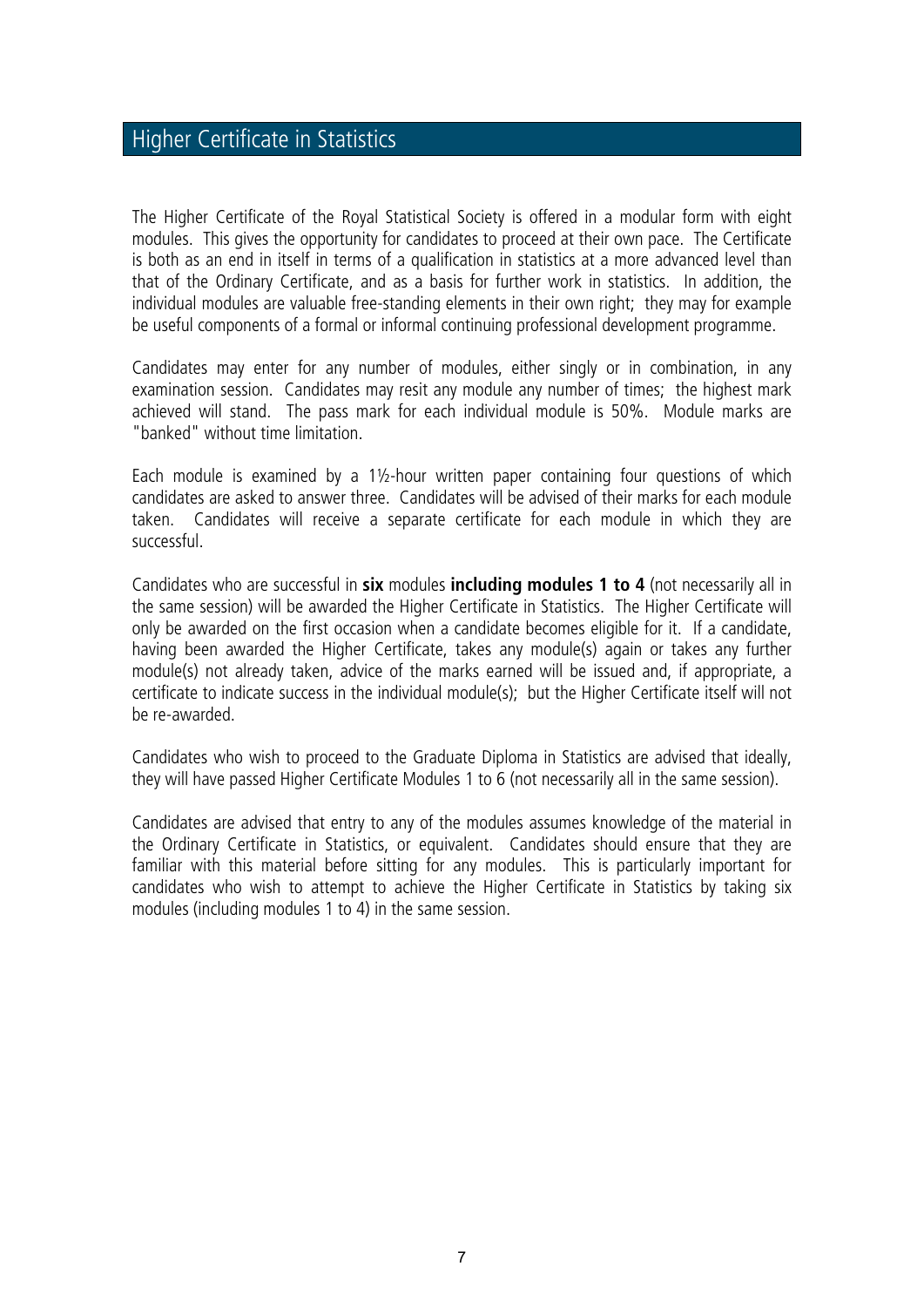## Higher Certificate in Statistics

The Higher Certificate of the Royal Statistical Society is offered in a modular form with eight modules. This gives the opportunity for candidates to proceed at their own pace. The Certificate is both as an end in itself in terms of a qualification in statistics at a more advanced level than that of the Ordinary Certificate, and as a basis for further work in statistics. In addition, the individual modules are valuable free-standing elements in their own right; they may for example be useful components of a formal or informal continuing professional development programme.

Candidates may enter for any number of modules, either singly or in combination, in any examination session. Candidates may resit any module any number of times; the highest mark achieved will stand. The pass mark for each individual module is 50%. Module marks are "banked" without time limitation.

Each module is examined by a 1½-hour written paper containing four questions of which candidates are asked to answer three. Candidates will be advised of their marks for each module taken. Candidates will receive a separate certificate for each module in which they are successful.

Candidates who are successful in **six** modules **including modules 1 to 4** (not necessarily all in the same session) will be awarded the Higher Certificate in Statistics. The Higher Certificate will only be awarded on the first occasion when a candidate becomes eligible for it. If a candidate, having been awarded the Higher Certificate, takes any module(s) again or takes any further module(s) not already taken, advice of the marks earned will be issued and, if appropriate, a certificate to indicate success in the individual module(s); but the Higher Certificate itself will not be re-awarded.

Candidates who wish to proceed to the Graduate Diploma in Statistics are advised that ideally, they will have passed Higher Certificate Modules 1 to 6 (not necessarily all in the same session).

Candidates are advised that entry to any of the modules assumes knowledge of the material in the Ordinary Certificate in Statistics, or equivalent. Candidates should ensure that they are familiar with this material before sitting for any modules. This is particularly important for candidates who wish to attempt to achieve the Higher Certificate in Statistics by taking six modules (including modules 1 to 4) in the same session.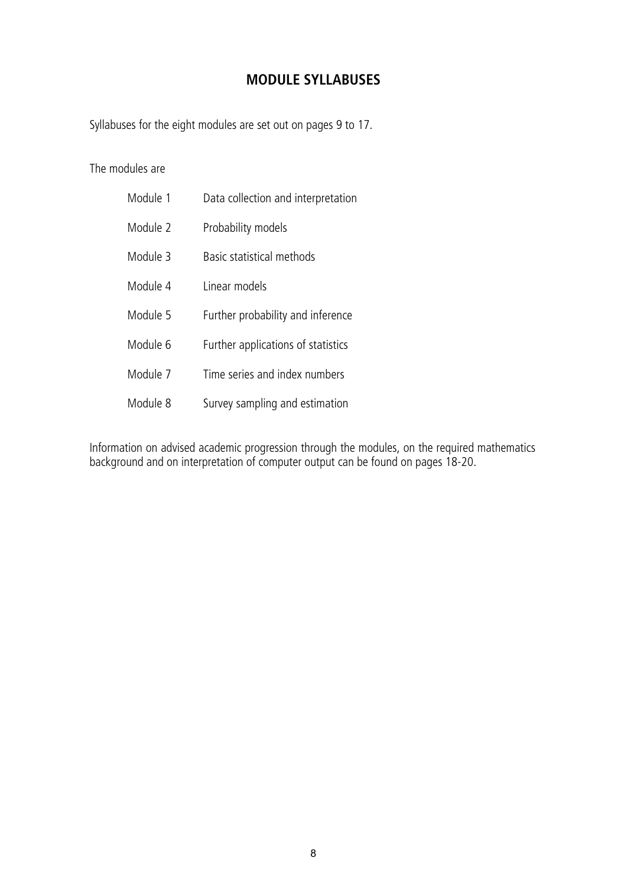## MODULE SYLLABUSES

Syllabuses for the eight modules are set out on pages 9 to 17.

The modules are

| | |
|---|---|
| Module 1 | Data collection and interpretation |
| Module 2 | Probability models |
| Module 3 | Basic statistical methods |
| Module 4 | Linear models |
| Module 5 | Further probability and inference |
| Module 6 | Further applications of statistics |
| Module 7 | Time series and index numbers |
| Module 8 | Survey sampling and estimation |

Information on advised academic progression through the modules, on the required mathematics background and on interpretation of computer output can be found on pages 18-20.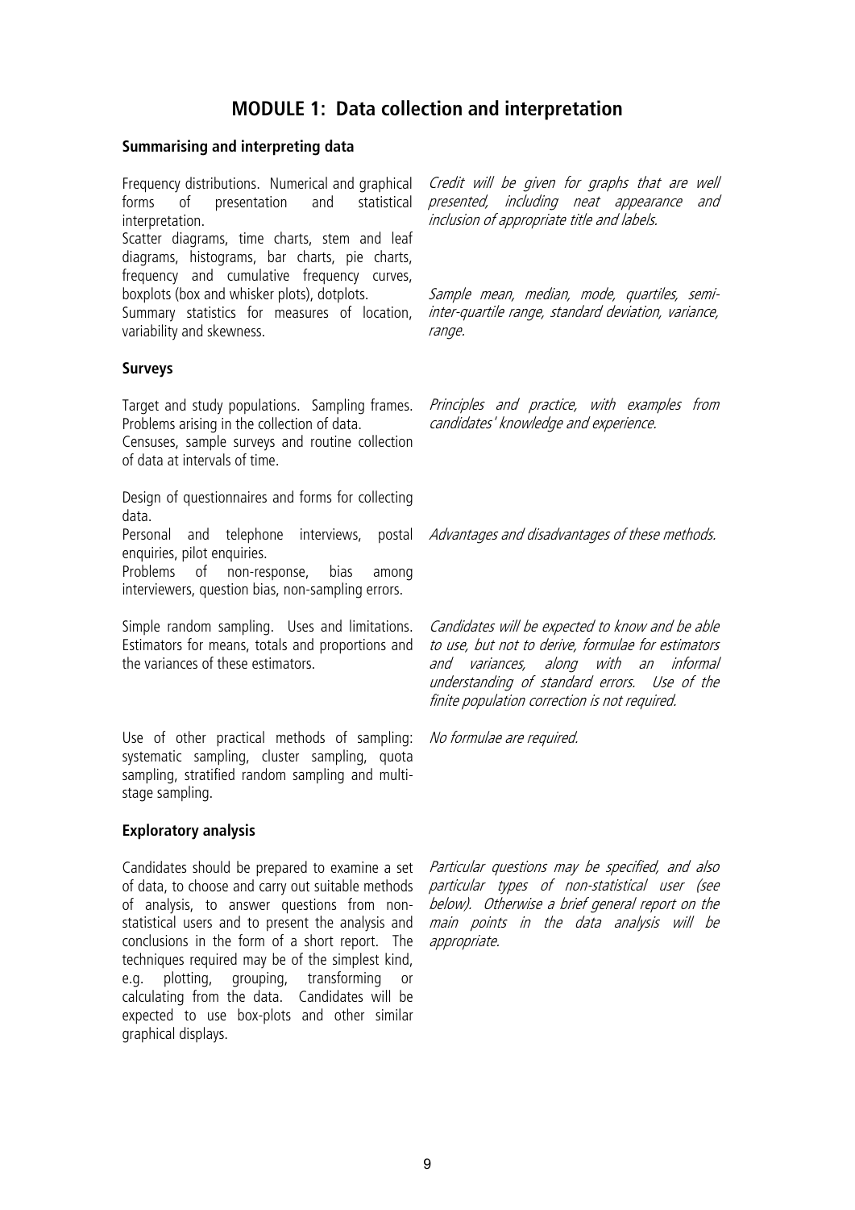# MODULE 1: Data collection and interpretation

### Summarising and interpreting data

| | |
|---|---|
| Frequency distributions. Numerical and graphical forms of presentation and statistical interpretation.<br>Scatter diagrams, time charts, stem and leaf diagrams, histograms, bar charts, pie charts, frequency and cumulative frequency curves, boxplots (box and whisker plots), dotplots. | *Credit will be given for graphs that are well presented, including neat appearance and inclusion of appropriate title and labels.* |
| Summary statistics for measures of location, variability and skewness. | *Sample mean, median, mode, quartiles, semi-inter-quartile range, standard deviation, variance, range.* |

### Surveys

| | |
|---|---|
| Target and study populations. Sampling frames. Problems arising in the collection of data.<br>Censuses, sample surveys and routine collection of data at intervals of time. | *Principles and practice, with examples from candidates' knowledge and experience.* |
| Design of questionnaires and forms for collecting data.<br>Personal and telephone interviews, postal enquiries, pilot enquiries.<br>Problems of non-response, bias among interviewers, question bias, non-sampling errors. | *Advantages and disadvantages of these methods.* |
| Simple random sampling. Uses and limitations. Estimators for means, totals and proportions and the variances of these estimators. | *Candidates will be expected to know and be able to use, but not to derive, formulae for estimators and variances, along with an informal understanding of standard errors. Use of the finite population correction is not required.* |
| Use of other practical methods of sampling: systematic sampling, cluster sampling, quota sampling, stratified random sampling and multi-stage sampling. | *No formulae are required.* |

### Exploratory analysis

| | |
|---|---|
| Candidates should be prepared to examine a set of data, to choose and carry out suitable methods of analysis, to answer questions from non-statistical users and to present the analysis and conclusions in the form of a short report. The techniques required may be of the simplest kind, e.g. plotting, grouping, transforming or calculating from the data. Candidates will be expected to use box-plots and other similar graphical displays. | *Particular questions may be specified, and also particular types of non-statistical user (see below). Otherwise a brief general report on the main points in the data analysis will be appropriate.* |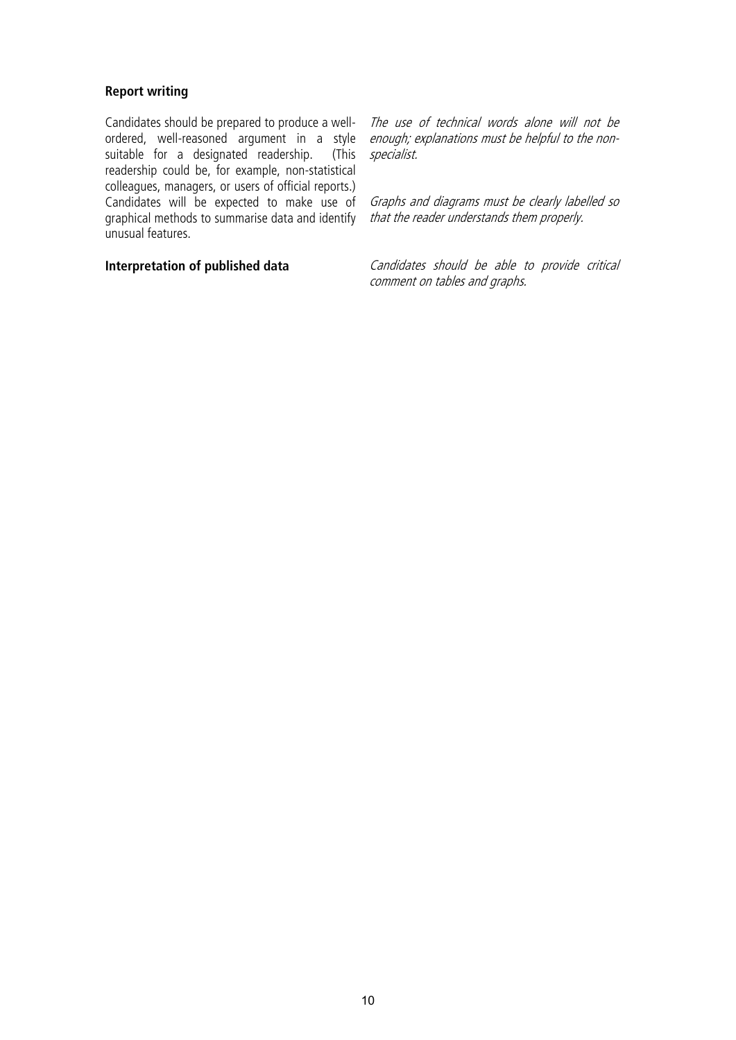**Report writing**

Candidates should be prepared to produce a well-ordered, well-reasoned argument in a style suitable for a designated readership. (This readership could be, for example, non-statistical colleagues, managers, or users of official reports.) Candidates will be expected to make use of graphical methods to summarise data and identify unusual features.

*The use of technical words alone will not be enough; explanations must be helpful to the non-specialist.*

*Graphs and diagrams must be clearly labelled so that the reader understands them properly.*

**Interpretation of published data**

*Candidates should be able to provide critical comment on tables and graphs.*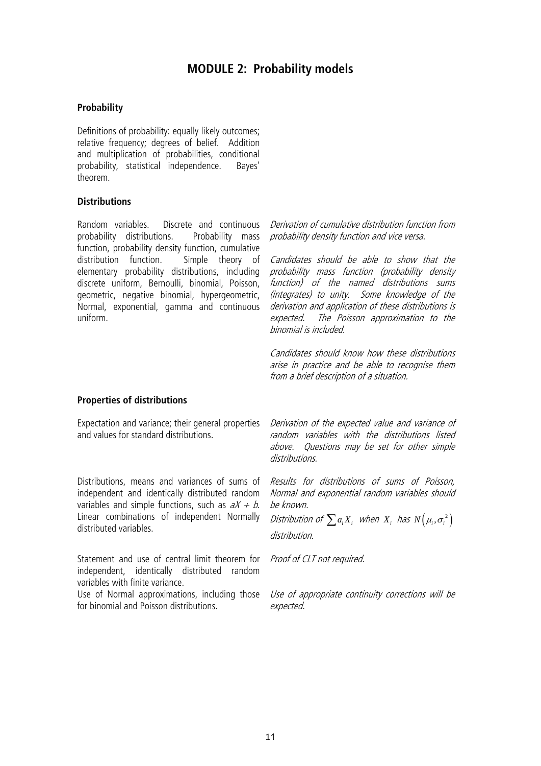## MODULE 2: Probability models

### Probability

Definitions of probability: equally likely outcomes; relative frequency; degrees of belief. Addition and multiplication of probabilities, conditional probability, statistical independence. Bayes' theorem.

### Distributions

Random variables. Discrete and continuous probability distributions. Probability mass function, probability density function, cumulative distribution function. Simple theory of elementary probability distributions, including discrete uniform, Bernoulli, binomial, Poisson, geometric, negative binomial, hypergeometric, Normal, exponential, gamma and continuous uniform.

*Derivation of cumulative distribution function from probability density function and vice versa.*

*Candidates should be able to show that the probability mass function (probability density function) of the named distributions sums (integrates) to unity. Some knowledge of the derivation and application of these distributions is expected. The Poisson approximation to the binomial is included.*

*Candidates should know how these distributions arise in practice and be able to recognise them from a brief description of a situation.*

### Properties of distributions

Expectation and variance; their general properties and values for standard distributions.

*Derivation of the expected value and variance of random variables with the distributions listed above. Questions may be set for other simple distributions.*

Distributions, means and variances of sums of independent and identically distributed random variables and simple functions, such as $aX + b$. Linear combinations of independent Normally distributed variables.

*Results for distributions of sums of Poisson, Normal and exponential random variables should be known.*

*Distribution of* $\sum a_i X_i$ *when* $X_i$ *has* $N\left(\mu_i, \sigma_i^2\right)$ *distribution.*

Statement and use of central limit theorem for independent, identically distributed random variables with finite variance.

*Proof of CLT not required.*

Use of Normal approximations, including those for binomial and Poisson distributions.

*Use of appropriate continuity corrections will be expected.*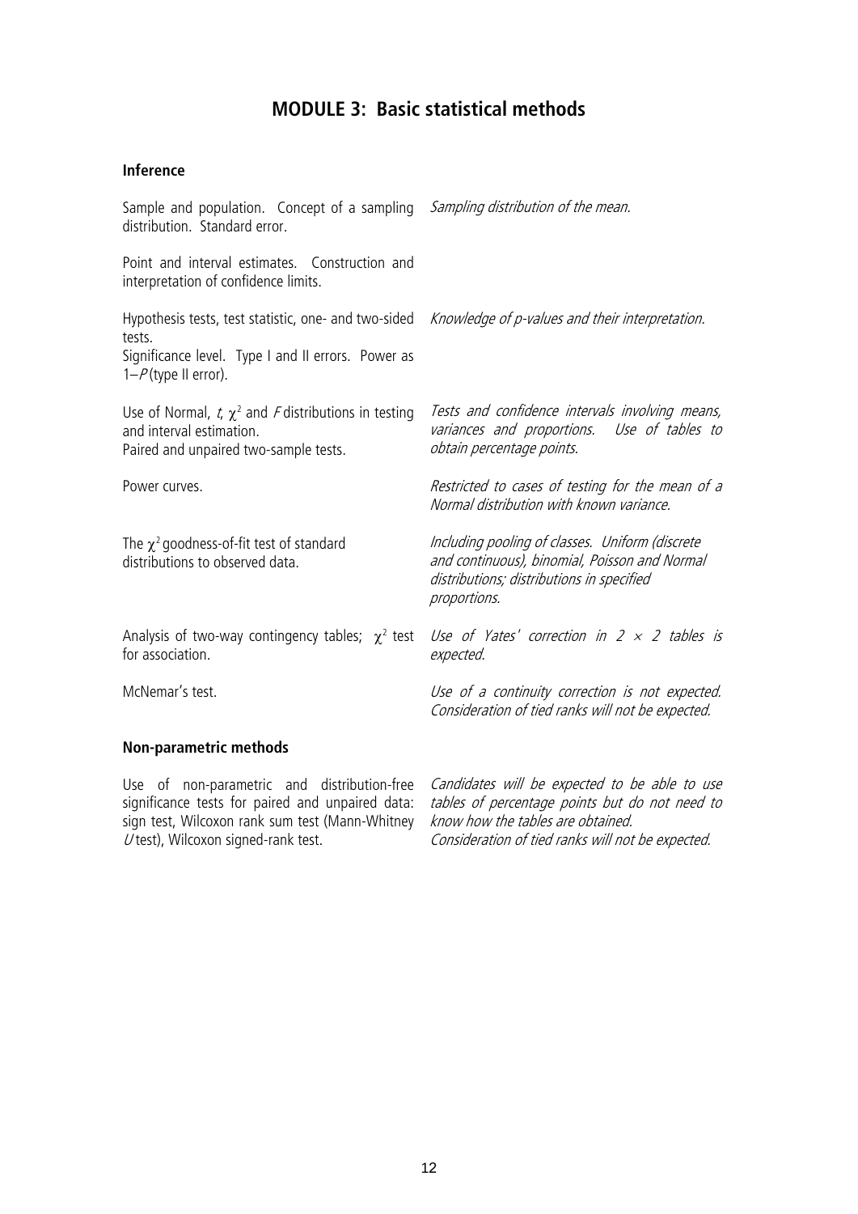# MODULE 3: Basic statistical methods

## Inference

| | |
|---|---|
| Sample and population. Concept of a sampling distribution. Standard error. | *Sampling distribution of the mean.* |
| Point and interval estimates. Construction and interpretation of confidence limits. | |
| Hypothesis tests, test statistic, one- and two-sided tests. Significance level. Type I and II errors. Power as $1-P$(type II error). | *Knowledge of p-values and their interpretation.* |
| Use of Normal, $t$, $\chi^2$ and $F$ distributions in testing and interval estimation. Paired and unpaired two-sample tests. | *Tests and confidence intervals involving means, variances and proportions. Use of tables to obtain percentage points.* |
| Power curves. | *Restricted to cases of testing for the mean of a Normal distribution with known variance.* |
| The $\chi^2$ goodness-of-fit test of standard distributions to observed data. | *Including pooling of classes. Uniform (discrete and continuous), binomial, Poisson and Normal distributions; distributions in specified proportions.* |
| Analysis of two-way contingency tables; $\chi^2$ test for association. | *Use of Yates' correction in $2 \times 2$ tables is expected.* |
| McNemar's test. | *Use of a continuity correction is not expected. Consideration of tied ranks will not be expected.* |

## Non-parametric methods

| | |
|---|---|
| Use of non-parametric and distribution-free significance tests for paired and unpaired data: sign test, Wilcoxon rank sum test (Mann-Whitney $U$ test), Wilcoxon signed-rank test. | *Candidates will be expected to be able to use tables of percentage points but do not need to know how the tables are obtained. Consideration of tied ranks will not be expected.* |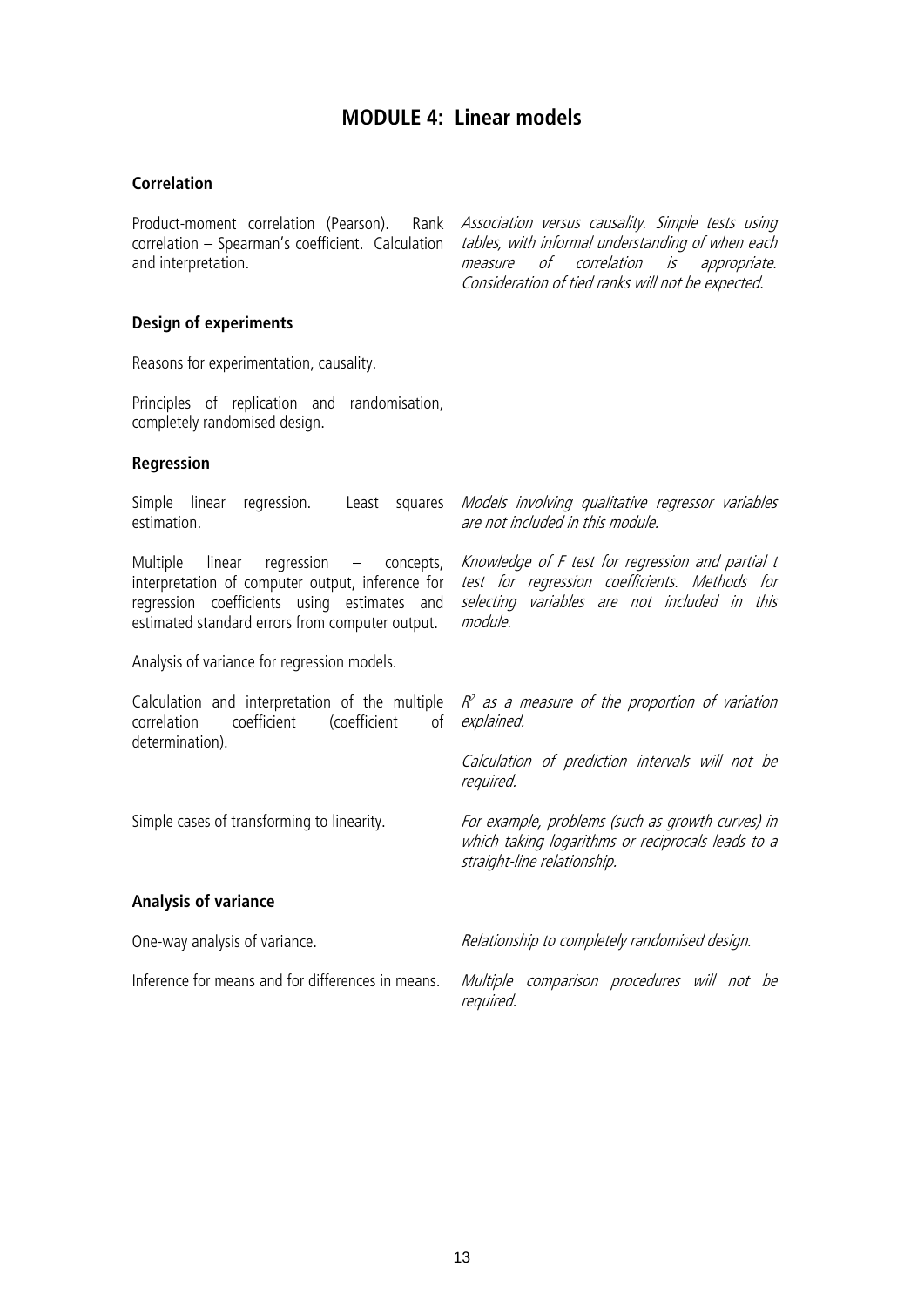# MODULE 4: Linear models

### Correlation

| | |
|---|---|
| Product-moment correlation (Pearson). Rank correlation – Spearman's coefficient. Calculation and interpretation. | *Association versus causality. Simple tests using tables, with informal understanding of when each measure of correlation is appropriate. Consideration of tied ranks will not be expected.* |

### Design of experiments

Reasons for experimentation, causality.

Principles of replication and randomisation, completely randomised design.

### Regression

| | |
|---|---|
| Simple linear regression. Least squares estimation. | *Models involving qualitative regressor variables are not included in this module.* |
| Multiple linear regression – concepts, interpretation of computer output, inference for regression coefficients using estimates and estimated standard errors from computer output. | *Knowledge of F test for regression and partial t test for regression coefficients. Methods for selecting variables are not included in this module.* |
| Analysis of variance for regression models. | |
| Calculation and interpretation of the multiple correlation coefficient (coefficient of determination). | *$R^2$ as a measure of the proportion of variation explained.* <br> *Calculation of prediction intervals will not be required.* |
| Simple cases of transforming to linearity. | *For example, problems (such as growth curves) in which taking logarithms or reciprocals leads to a straight-line relationship.* |

### Analysis of variance

| | |
|---|---|
| One-way analysis of variance. | *Relationship to completely randomised design.* |
| Inference for means and for differences in means. | *Multiple comparison procedures will not be required.* |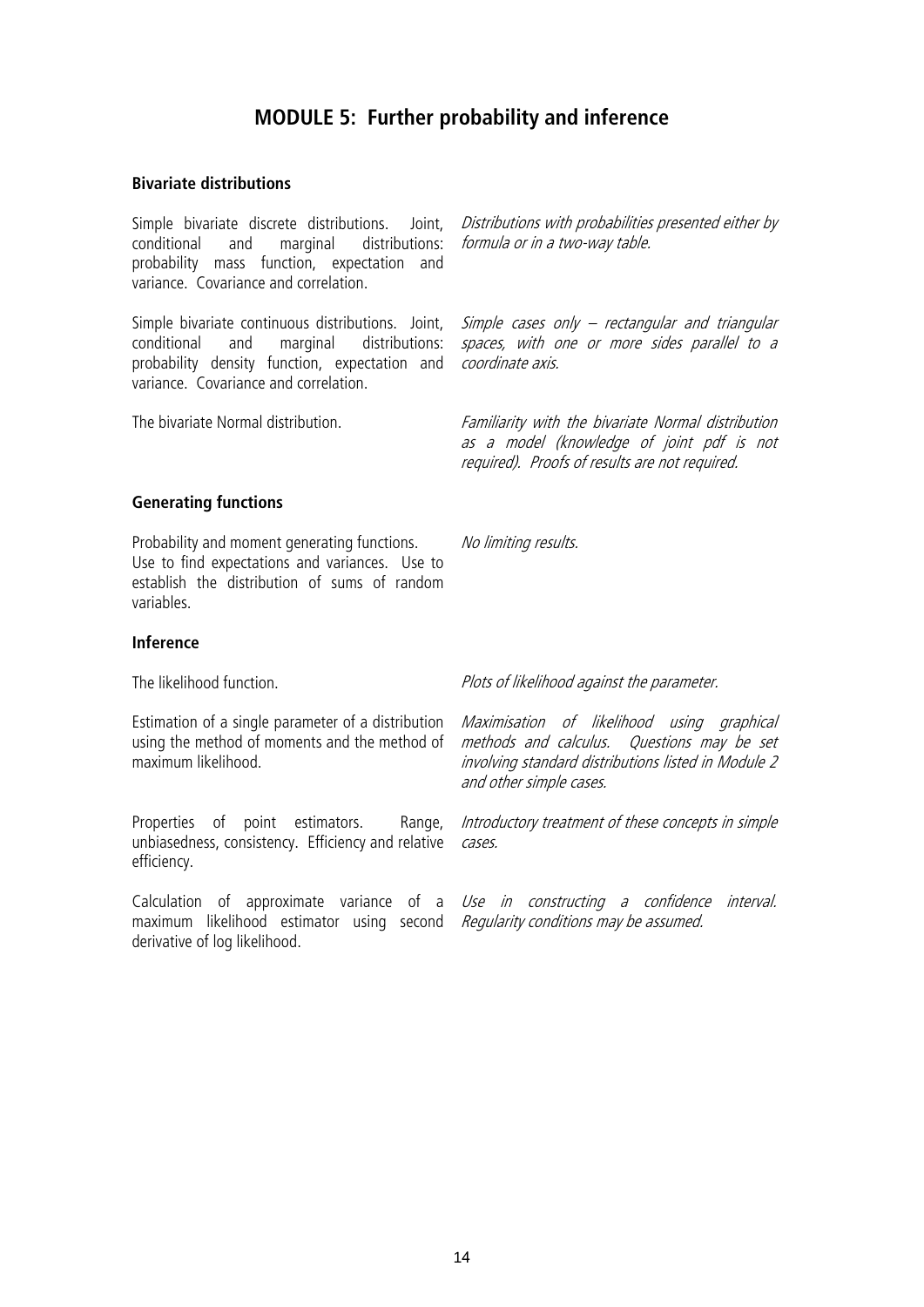# MODULE 5: Further probability and inference

### Bivariate distributions

| | |
|---|---|
| Simple bivariate discrete distributions. Joint, conditional and marginal distributions: probability mass function, expectation and variance. Covariance and correlation. | *Distributions with probabilities presented either by formula or in a two-way table.* |
| Simple bivariate continuous distributions. Joint, conditional and marginal distributions: probability density function, expectation and variance. Covariance and correlation. | *Simple cases only – rectangular and triangular spaces, with one or more sides parallel to a coordinate axis.* |
| The bivariate Normal distribution. | *Familiarity with the bivariate Normal distribution as a model (knowledge of joint pdf is not required). Proofs of results are not required.* |

### Generating functions

| | |
|---|---|
| Probability and moment generating functions. Use to find expectations and variances. Use to establish the distribution of sums of random variables. | *No limiting results.* |

### Inference

| | |
|---|---|
| The likelihood function. | *Plots of likelihood against the parameter.* |
| Estimation of a single parameter of a distribution using the method of moments and the method of maximum likelihood. | *Maximisation of likelihood using graphical methods and calculus. Questions may be set involving standard distributions listed in Module 2 and other simple cases.* |
| Properties of point estimators. Range, unbiasedness, consistency. Efficiency and relative efficiency. | *Introductory treatment of these concepts in simple cases.* |
| Calculation of approximate variance of a maximum likelihood estimator using second derivative of log likelihood. | *Use in constructing a confidence interval. Regularity conditions may be assumed.* |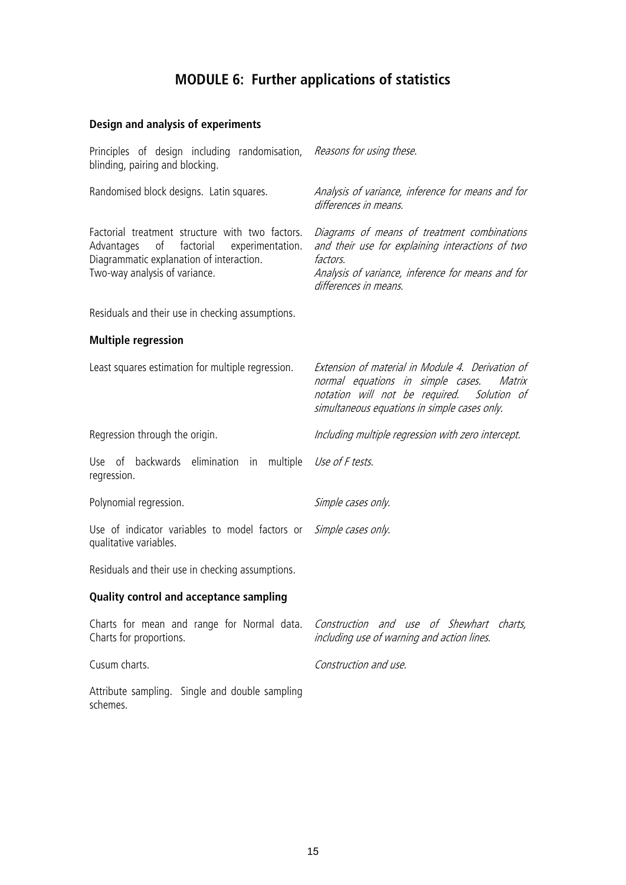# MODULE 6: Further applications of statistics

## Design and analysis of experiments

| | |
|---|---|
| Principles of design including randomisation, blinding, pairing and blocking. | *Reasons for using these.* |
| Randomised block designs. Latin squares. | *Analysis of variance, inference for means and for differences in means.* |
| Factorial treatment structure with two factors. Advantages of factorial experimentation. Diagrammatic explanation of interaction. Two-way analysis of variance. | *Diagrams of means of treatment combinations and their use for explaining interactions of two factors. Analysis of variance, inference for means and for differences in means.* |
| Residuals and their use in checking assumptions. | |

## Multiple regression

| | |
|---|---|
| Least squares estimation for multiple regression. | *Extension of material in Module 4. Derivation of normal equations in simple cases. Matrix notation will not be required. Solution of simultaneous equations in simple cases only.* |
| Regression through the origin. | *Including multiple regression with zero intercept.* |
| Use of backwards elimination in multiple regression. | *Use of F tests.* |
| Polynomial regression. | *Simple cases only.* |
| Use of indicator variables to model factors or qualitative variables. | *Simple cases only.* |
| Residuals and their use in checking assumptions. | |

## Quality control and acceptance sampling

| | |
|---|---|
| Charts for mean and range for Normal data. Charts for proportions. | *Construction and use of Shewhart charts, including use of warning and action lines.* |
| Cusum charts. | *Construction and use.* |
| Attribute sampling. Single and double sampling schemes. | |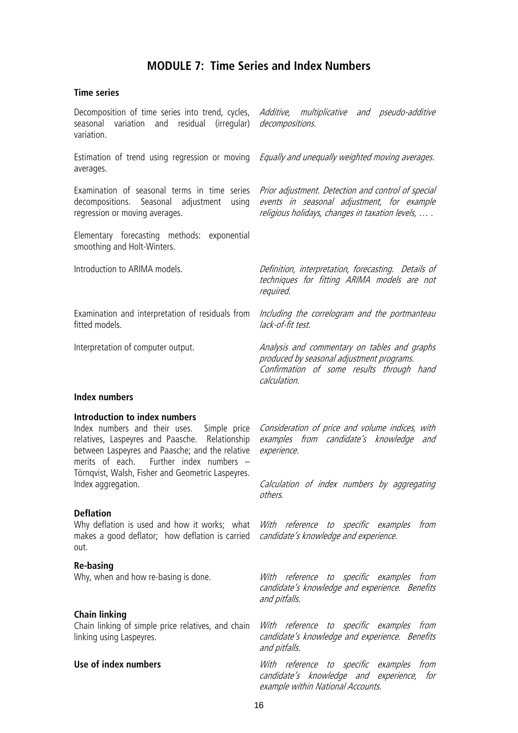## MODULE 7: Time Series and Index Numbers

### Time series

| | |
|---|---|
| Decomposition of time series into trend, cycles, seasonal variation and residual (irregular) variation. | *Additive, multiplicative and pseudo-additive decompositions.* |
| Estimation of trend using regression or moving averages. | *Equally and unequally weighted moving averages.* |
| Examination of seasonal terms in time series decompositions. Seasonal adjustment using regression or moving averages. | *Prior adjustment. Detection and control of special events in seasonal adjustment, for example religious holidays, changes in taxation levels, … .* |
| Elementary forecasting methods: exponential smoothing and Holt-Winters. | |
| Introduction to ARIMA models. | *Definition, interpretation, forecasting. Details of techniques for fitting ARIMA models are not required.* |
| Examination and interpretation of residuals from fitted models. | *Including the correlogram and the portmanteau lack-of-fit test.* |
| Interpretation of computer output. | *Analysis and commentary on tables and graphs produced by seasonal adjustment programs. Confirmation of some results through hand calculation.* |

### Index numbers

| | |
|---|---|
| **Introduction to index numbers**<br>Index numbers and their uses. Simple price relatives, Laspeyres and Paasche. Relationship between Laspeyres and Paasche; and the relative merits of each. Further index numbers – Törnqvist, Walsh, Fisher and Geometric Laspeyres. | *Consideration of price and volume indices, with examples from candidate's knowledge and experience.* |
| Index aggregation. | *Calculation of index numbers by aggregating others.* |
| **Deflation**<br>Why deflation is used and how it works; what makes a good deflator; how deflation is carried out. | *With reference to specific examples from candidate's knowledge and experience.* |
| **Re-basing**<br>Why, when and how re-basing is done. | *With reference to specific examples from candidate's knowledge and experience. Benefits and pitfalls.* |
| **Chain linking**<br>Chain linking of simple price relatives, and chain linking using Laspeyres. | *With reference to specific examples from candidate's knowledge and experience. Benefits and pitfalls.* |
| **Use of index numbers** | *With reference to specific examples from candidate's knowledge and experience, for example within National Accounts.* |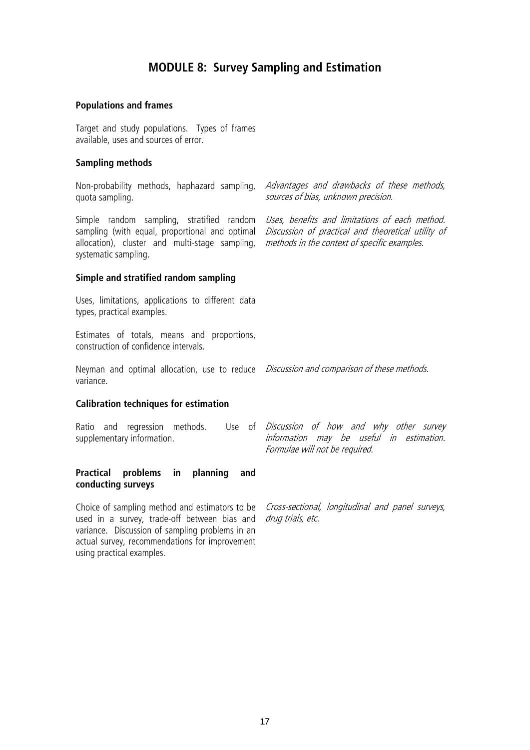# MODULE 8: Survey Sampling and Estimation

### Populations and frames

Target and study populations. Types of frames available, uses and sources of error.

### Sampling methods

Non-probability methods, haphazard sampling, quota sampling.

*Advantages and drawbacks of these methods, sources of bias, unknown precision.*

Simple random sampling, stratified random sampling (with equal, proportional and optimal allocation), cluster and multi-stage sampling, systematic sampling.

*Uses, benefits and limitations of each method. Discussion of practical and theoretical utility of methods in the context of specific examples.*

### Simple and stratified random sampling

Uses, limitations, applications to different data types, practical examples.

Estimates of totals, means and proportions, construction of confidence intervals.

Neyman and optimal allocation, use to reduce variance.

*Discussion and comparison of these methods.*

### Calibration techniques for estimation

Ratio and regression methods. Use of supplementary information.

*Discussion of how and why other survey information may be useful in estimation. Formulae will not be required.*

### Practical problems in planning and conducting surveys

Choice of sampling method and estimators to be used in a survey, trade-off between bias and variance. Discussion of sampling problems in an actual survey, recommendations for improvement using practical examples.

*Cross-sectional, longitudinal and panel surveys, drug trials, etc.*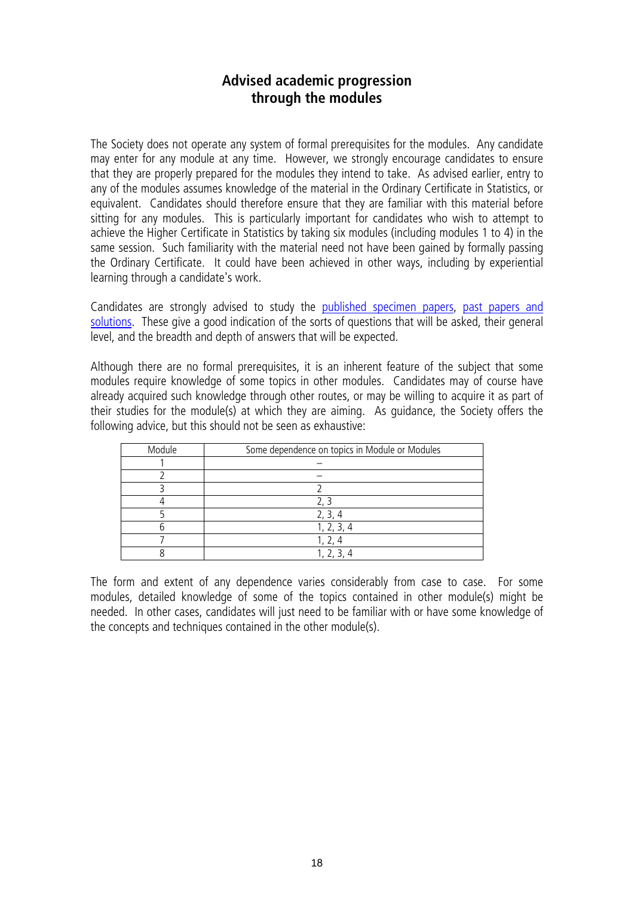## Advised academic progression through the modules

The Society does not operate any system of formal prerequisites for the modules. Any candidate may enter for any module at any time. However, we strongly encourage candidates to ensure that they are properly prepared for the modules they intend to take. As advised earlier, entry to any of the modules assumes knowledge of the material in the Ordinary Certificate in Statistics, or equivalent. Candidates should therefore ensure that they are familiar with this material before sitting for any modules. This is particularly important for candidates who wish to attempt to achieve the Higher Certificate in Statistics by taking six modules (including modules 1 to 4) in the same session. Such familiarity with the material need not have been gained by formally passing the Ordinary Certificate. It could have been achieved in other ways, including by experiential learning through a candidate's work.

Candidates are strongly advised to study the published specimen papers, past papers and solutions. These give a good indication of the sorts of questions that will be asked, their general level, and the breadth and depth of answers that will be expected.

Although there are no formal prerequisites, it is an inherent feature of the subject that some modules require knowledge of some topics in other modules. Candidates may of course have already acquired such knowledge through other routes, or may be willing to acquire it as part of their studies for the module(s) at which they are aiming. As guidance, the Society offers the following advice, but this should not be seen as exhaustive:

| Module | Some dependence on topics in Module or Modules |
|---|---|
| 1 | – |
| 2 | – |
| 3 | 2 |
| 4 | 2, 3 |
| 5 | 2, 3, 4 |
| 6 | 1, 2, 3, 4 |
| 7 | 1, 2, 4 |
| 8 | 1, 2, 3, 4 |

The form and extent of any dependence varies considerably from case to case. For some modules, detailed knowledge of some of the topics contained in other module(s) might be needed. In other cases, candidates will just need to be familiar with or have some knowledge of the concepts and techniques contained in the other module(s).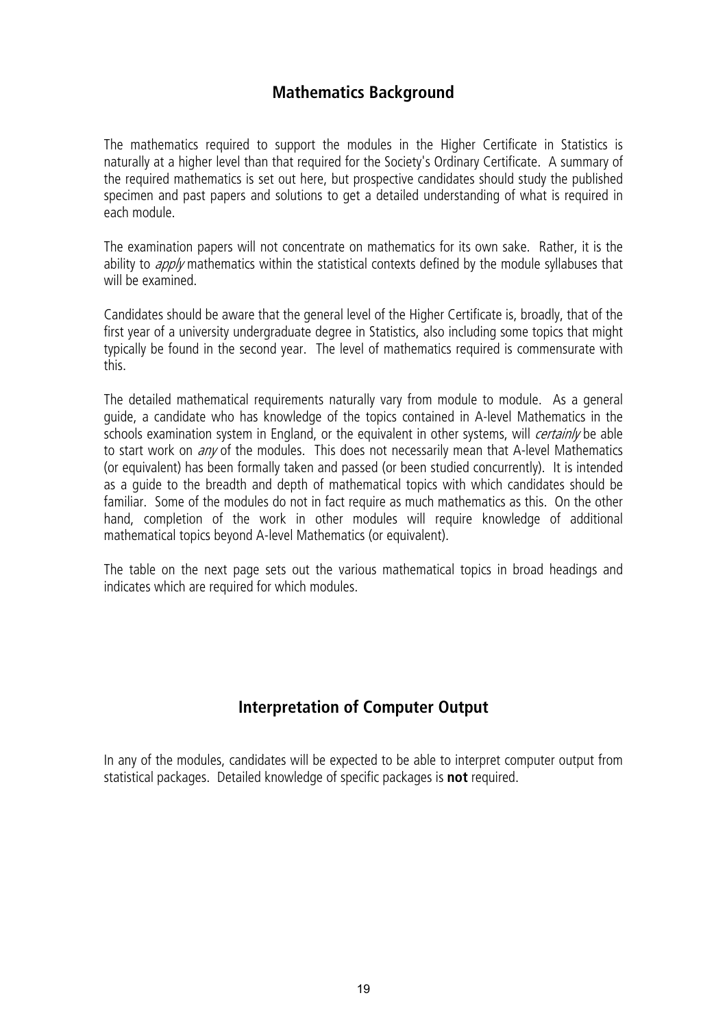## Mathematics Background

The mathematics required to support the modules in the Higher Certificate in Statistics is naturally at a higher level than that required for the Society's Ordinary Certificate. A summary of the required mathematics is set out here, but prospective candidates should study the published specimen and past papers and solutions to get a detailed understanding of what is required in each module.

The examination papers will not concentrate on mathematics for its own sake. Rather, it is the ability to *apply* mathematics within the statistical contexts defined by the module syllabuses that will be examined.

Candidates should be aware that the general level of the Higher Certificate is, broadly, that of the first year of a university undergraduate degree in Statistics, also including some topics that might typically be found in the second year. The level of mathematics required is commensurate with this.

The detailed mathematical requirements naturally vary from module to module. As a general guide, a candidate who has knowledge of the topics contained in A-level Mathematics in the schools examination system in England, or the equivalent in other systems, will *certainly* be able to start work on *any* of the modules. This does not necessarily mean that A-level Mathematics (or equivalent) has been formally taken and passed (or been studied concurrently). It is intended as a guide to the breadth and depth of mathematical topics with which candidates should be familiar. Some of the modules do not in fact require as much mathematics as this. On the other hand, completion of the work in other modules will require knowledge of additional mathematical topics beyond A-level Mathematics (or equivalent).

The table on the next page sets out the various mathematical topics in broad headings and indicates which are required for which modules.

## Interpretation of Computer Output

In any of the modules, candidates will be expected to be able to interpret computer output from statistical packages. Detailed knowledge of specific packages is **not** required.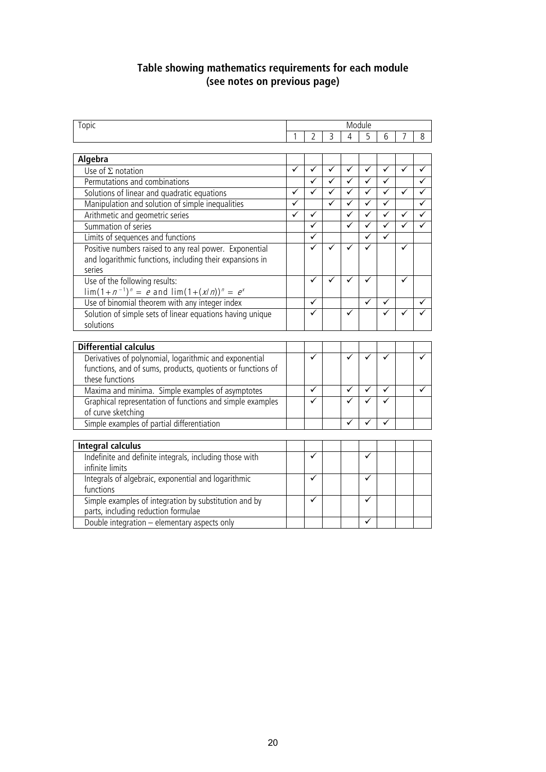## Table showing mathematics requirements for each module (see notes on previous page)

| Topic | Module | | | | | | | |
|---|---|---|---|---|---|---|---|---|
| | 1 | 2 | 3 | 4 | 5 | 6 | 7 | 8 |
| **Algebra** | | | | | | | | |
| Use of $\Sigma$ notation | ✓ | ✓ | ✓ | ✓ | ✓ | ✓ | ✓ | ✓ |
| Permutations and combinations | | ✓ | ✓ | ✓ | ✓ | ✓ | | ✓ |
| Solutions of linear and quadratic equations | ✓ | ✓ | ✓ | ✓ | ✓ | ✓ | ✓ | ✓ |
| Manipulation and solution of simple inequalities | ✓ | | ✓ | ✓ | ✓ | ✓ | | ✓ |
| Arithmetic and geometric series | ✓ | ✓ | | ✓ | ✓ | ✓ | ✓ | ✓ |
| Summation of series | | ✓ | | ✓ | ✓ | ✓ | ✓ | ✓ |
| Limits of sequences and functions | | ✓ | | | ✓ | ✓ | | |
| Positive numbers raised to any real power. Exponential and logarithmic functions, including their expansions in series | | ✓ | ✓ | ✓ | ✓ | | ✓ | |
| Use of the following results: $\lim(1+n^{-1})^n = e$ and $\lim(1+(x/n))^n = e^x$ | | ✓ | ✓ | ✓ | ✓ | | ✓ | |
| Use of binomial theorem with any integer index | | ✓ | | | ✓ | ✓ | | ✓ |
| Solution of simple sets of linear equations having unique solutions | | ✓ | | ✓ | | ✓ | ✓ | ✓ |
| **Differential calculus** | | | | | | | | |
| Derivatives of polynomial, logarithmic and exponential functions, and of sums, products, quotients or functions of these functions | | ✓ | | ✓ | ✓ | ✓ | | ✓ |
| Maxima and minima. Simple examples of asymptotes | | ✓ | | ✓ | ✓ | ✓ | | ✓ |
| Graphical representation of functions and simple examples of curve sketching | | ✓ | | ✓ | ✓ | ✓ | | |
| Simple examples of partial differentiation | | | | ✓ | ✓ | ✓ | | |
| **Integral calculus** | | | | | | | | |
| Indefinite and definite integrals, including those with infinite limits | | ✓ | | | ✓ | | | |
| Integrals of algebraic, exponential and logarithmic functions | | ✓ | | | ✓ | | | |
| Simple examples of integration by substitution and by parts, including reduction formulae | | ✓ | | | ✓ | | | |
| Double integration – elementary aspects only | | | | | ✓ | | | |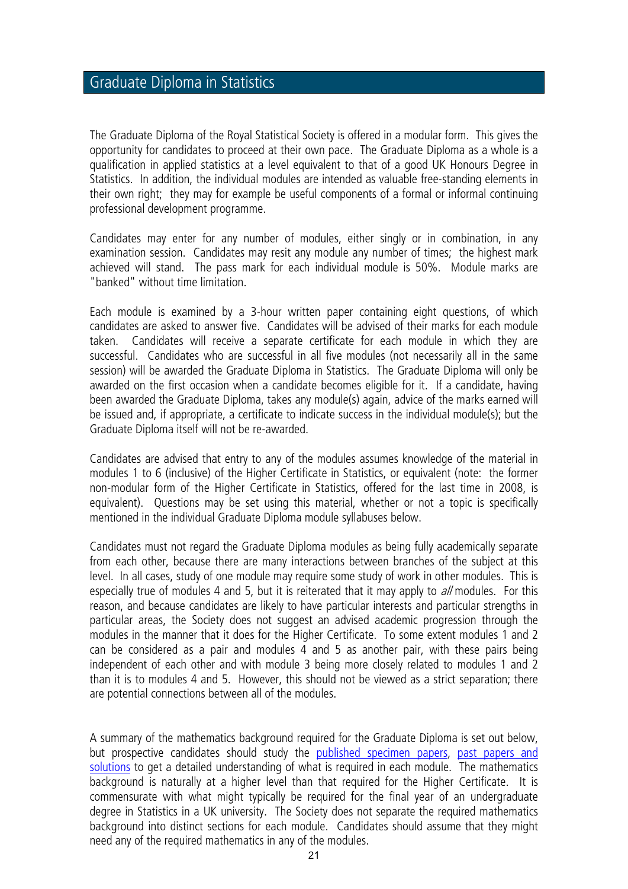# Graduate Diploma in Statistics

The Graduate Diploma of the Royal Statistical Society is offered in a modular form. This gives the opportunity for candidates to proceed at their own pace. The Graduate Diploma as a whole is a qualification in applied statistics at a level equivalent to that of a good UK Honours Degree in Statistics. In addition, the individual modules are intended as valuable free-standing elements in their own right; they may for example be useful components of a formal or informal continuing professional development programme.

Candidates may enter for any number of modules, either singly or in combination, in any examination session. Candidates may resit any module any number of times; the highest mark achieved will stand. The pass mark for each individual module is 50%. Module marks are "banked" without time limitation.

Each module is examined by a 3-hour written paper containing eight questions, of which candidates are asked to answer five. Candidates will be advised of their marks for each module taken. Candidates will receive a separate certificate for each module in which they are successful. Candidates who are successful in all five modules (not necessarily all in the same session) will be awarded the Graduate Diploma in Statistics. The Graduate Diploma will only be awarded on the first occasion when a candidate becomes eligible for it. If a candidate, having been awarded the Graduate Diploma, takes any module(s) again, advice of the marks earned will be issued and, if appropriate, a certificate to indicate success in the individual module(s); but the Graduate Diploma itself will not be re-awarded.

Candidates are advised that entry to any of the modules assumes knowledge of the material in modules 1 to 6 (inclusive) of the Higher Certificate in Statistics, or equivalent (note: the former non-modular form of the Higher Certificate in Statistics, offered for the last time in 2008, is equivalent). Questions may be set using this material, whether or not a topic is specifically mentioned in the individual Graduate Diploma module syllabuses below.

Candidates must not regard the Graduate Diploma modules as being fully academically separate from each other, because there are many interactions between branches of the subject at this level. In all cases, study of one module may require some study of work in other modules. This is especially true of modules 4 and 5, but it is reiterated that it may apply to *all* modules. For this reason, and because candidates are likely to have particular interests and particular strengths in particular areas, the Society does not suggest an advised academic progression through the modules in the manner that it does for the Higher Certificate. To some extent modules 1 and 2 can be considered as a pair and modules 4 and 5 as another pair, with these pairs being independent of each other and with module 3 being more closely related to modules 1 and 2 than it is to modules 4 and 5. However, this should not be viewed as a strict separation; there are potential connections between all of the modules.

A summary of the mathematics background required for the Graduate Diploma is set out below, but prospective candidates should study the published specimen papers, past papers and solutions to get a detailed understanding of what is required in each module. The mathematics background is naturally at a higher level than that required for the Higher Certificate. It is commensurate with what might typically be required for the final year of an undergraduate degree in Statistics in a UK university. The Society does not separate the required mathematics background into distinct sections for each module. Candidates should assume that they might need any of the required mathematics in any of the modules.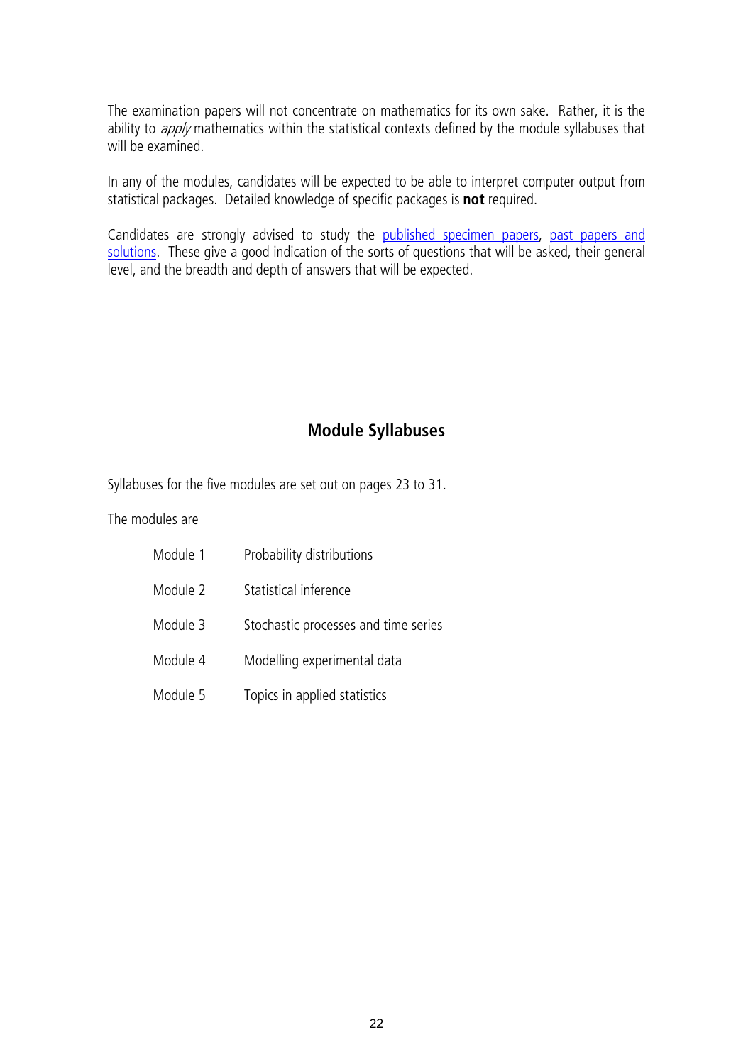The examination papers will not concentrate on mathematics for its own sake. Rather, it is the ability to *apply* mathematics within the statistical contexts defined by the module syllabuses that will be examined.

In any of the modules, candidates will be expected to be able to interpret computer output from statistical packages. Detailed knowledge of specific packages is **not** required.

Candidates are strongly advised to study the published specimen papers, past papers and solutions. These give a good indication of the sorts of questions that will be asked, their general level, and the breadth and depth of answers that will be expected.

## Module Syllabuses

Syllabuses for the five modules are set out on pages 23 to 31.

The modules are

| | |
|---|---|
| Module 1 | Probability distributions |
| Module 2 | Statistical inference |
| Module 3 | Stochastic processes and time series |
| Module 4 | Modelling experimental data |
| Module 5 | Topics in applied statistics |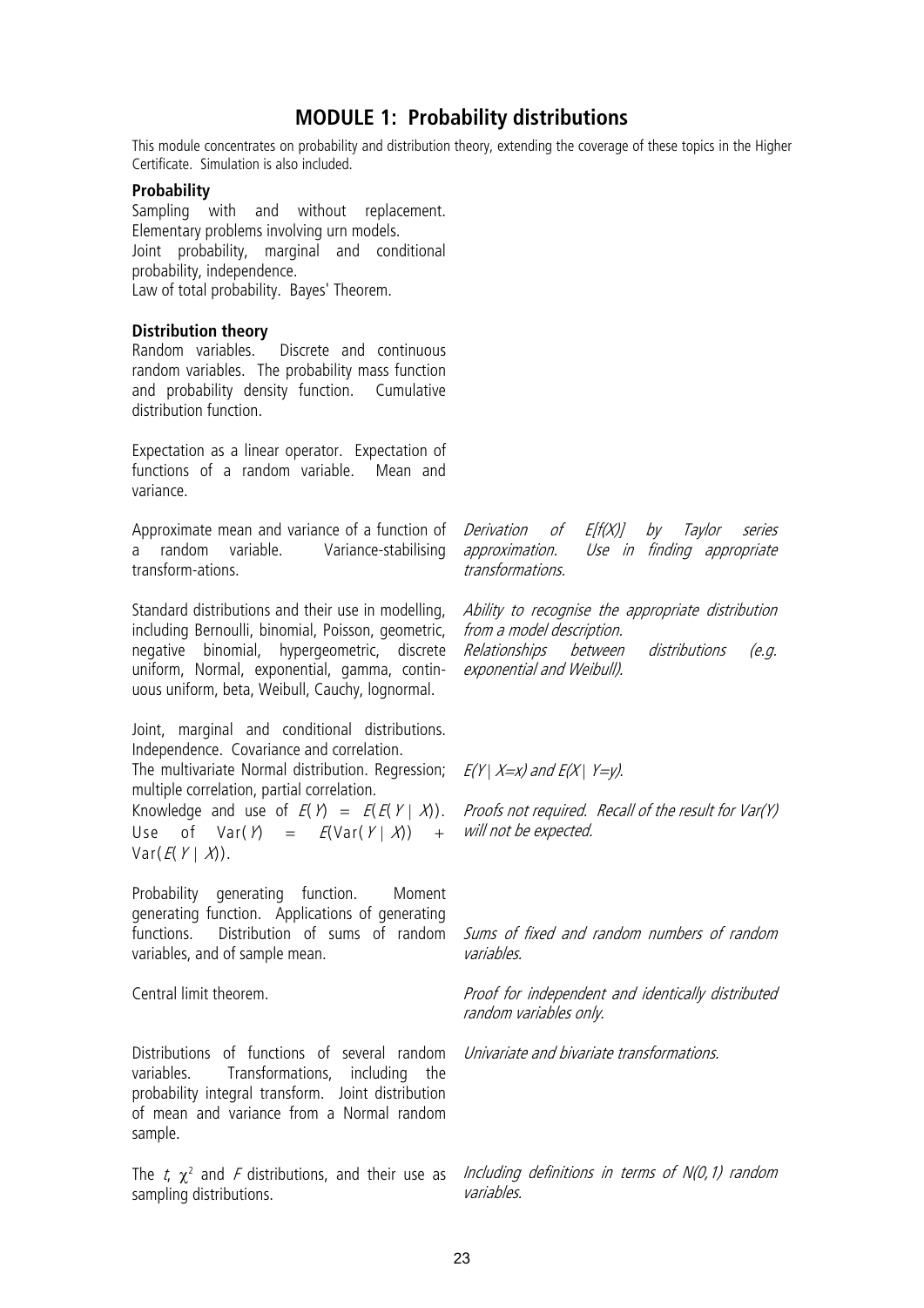# MODULE 1: Probability distributions

This module concentrates on probability and distribution theory, extending the coverage of these topics in the Higher Certificate. Simulation is also included.

### Probability

Sampling with and without replacement. Elementary problems involving urn models.
Joint probability, marginal and conditional probability, independence.
Law of total probability. Bayes' Theorem.

### Distribution theory

Random variables. Discrete and continuous random variables. The probability mass function and probability density function. Cumulative distribution function.

Expectation as a linear operator. Expectation of functions of a random variable. Mean and variance.

Approximate mean and variance of a function of a random variable. Variance-stabilising transform-ations.

*Derivation of $E[f(X)]$ by Taylor series approximation. Use in finding appropriate transformations.*

Standard distributions and their use in modelling, including Bernoulli, binomial, Poisson, geometric, negative binomial, hypergeometric, discrete uniform, Normal, exponential, gamma, contin-uous uniform, beta, Weibull, Cauchy, lognormal.

*Ability to recognise the appropriate distribution from a model description.*
*Relationships between distributions (e.g. exponential and Weibull).*

Joint, marginal and conditional distributions. Independence. Covariance and correlation.
The multivariate Normal distribution. Regression; multiple correlation, partial correlation.

*$E(Y \mid X=x)$ and $E(X \mid Y=y)$.*

Knowledge and use of $E(Y) = E(E(Y \mid X))$. Use of $\text{Var}(Y) = E(\text{Var}(Y \mid X)) + \text{Var}(E(Y \mid X))$.

*Proofs not required. Recall of the result for Var(Y) will not be expected.*

Probability generating function. Moment generating function. Applications of generating functions. Distribution of sums of random variables, and of sample mean.

*Sums of fixed and random numbers of random variables.*

Central limit theorem.

*Proof for independent and identically distributed random variables only.*

Distributions of functions of several random variables. Transformations, including the probability integral transform. Joint distribution of mean and variance from a Normal random sample.

*Univariate and bivariate transformations.*

The $t$, $\chi^2$ and $F$ distributions, and their use as sampling distributions.

*Including definitions in terms of $N(0,1)$ random variables.*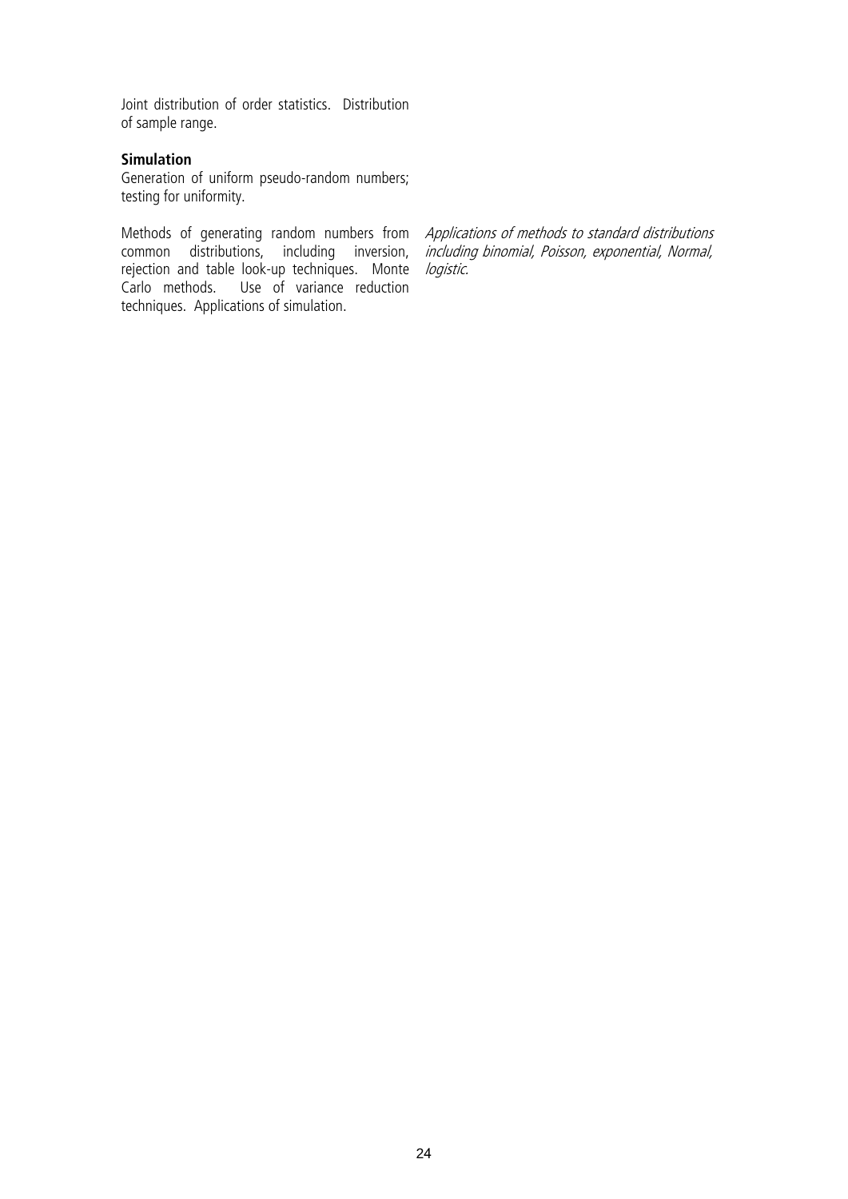Joint distribution of order statistics. Distribution of sample range.

**Simulation**

Generation of uniform pseudo-random numbers; testing for uniformity.

Methods of generating random numbers from common distributions, including inversion, rejection and table look-up techniques. Monte Carlo methods. Use of variance reduction techniques. Applications of simulation.

*Applications of methods to standard distributions including binomial, Poisson, exponential, Normal, logistic.*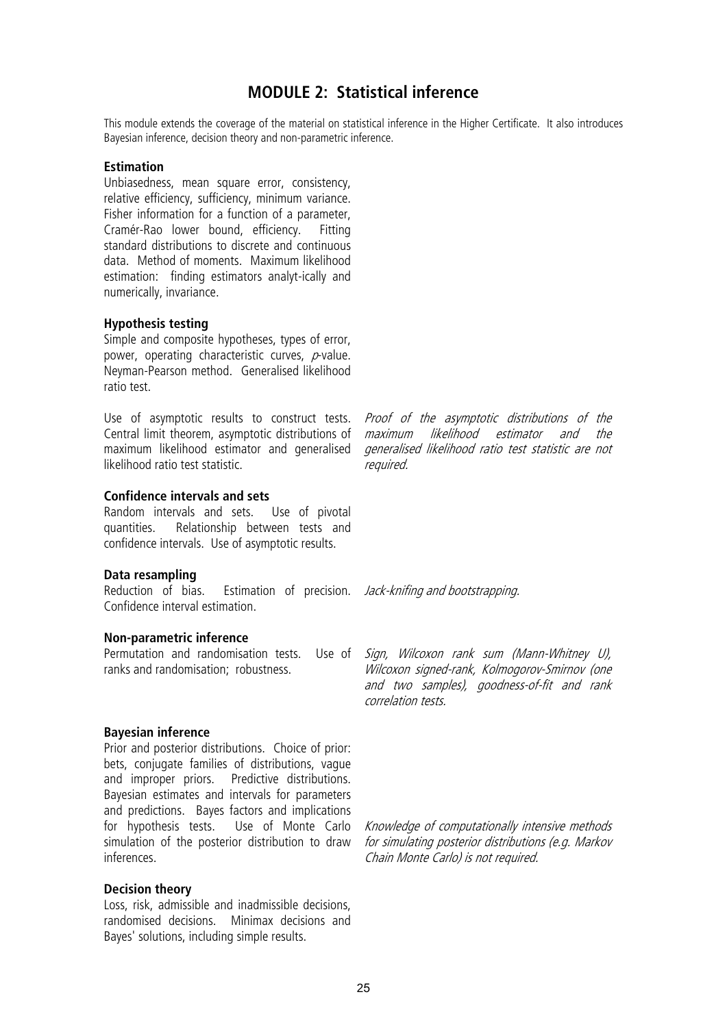# MODULE 2: Statistical inference

This module extends the coverage of the material on statistical inference in the Higher Certificate. It also introduces Bayesian inference, decision theory and non-parametric inference.

### Estimation

Unbiasedness, mean square error, consistency, relative efficiency, sufficiency, minimum variance. Fisher information for a function of a parameter, Cramér-Rao lower bound, efficiency. Fitting standard distributions to discrete and continuous data. Method of moments. Maximum likelihood estimation: finding estimators analyt-ically and numerically, invariance.

### Hypothesis testing

Simple and composite hypotheses, types of error, power, operating characteristic curves, *p*-value. Neyman-Pearson method. Generalised likelihood ratio test.

Use of asymptotic results to construct tests. Central limit theorem, asymptotic distributions of maximum likelihood estimator and generalised likelihood ratio test statistic.

*Proof of the asymptotic distributions of the maximum likelihood estimator and the generalised likelihood ratio test statistic are not required.*

### Confidence intervals and sets

Random intervals and sets. Use of pivotal quantities. Relationship between tests and confidence intervals. Use of asymptotic results.

### Data resampling

Reduction of bias. Estimation of precision. Confidence interval estimation.

*Jack-knifing and bootstrapping.*

### Non-parametric inference

Permutation and randomisation tests. Use of ranks and randomisation; robustness.

*Sign, Wilcoxon rank sum (Mann-Whitney U), Wilcoxon signed-rank, Kolmogorov-Smirnov (one and two samples), goodness-of-fit and rank correlation tests.*

### Bayesian inference

Prior and posterior distributions. Choice of prior: bets, conjugate families of distributions, vague and improper priors. Predictive distributions. Bayesian estimates and intervals for parameters and predictions. Bayes factors and implications for hypothesis tests. Use of Monte Carlo simulation of the posterior distribution to draw inferences.

*Knowledge of computationally intensive methods for simulating posterior distributions (e.g. Markov Chain Monte Carlo) is not required.*

### Decision theory

Loss, risk, admissible and inadmissible decisions, randomised decisions. Minimax decisions and Bayes' solutions, including simple results.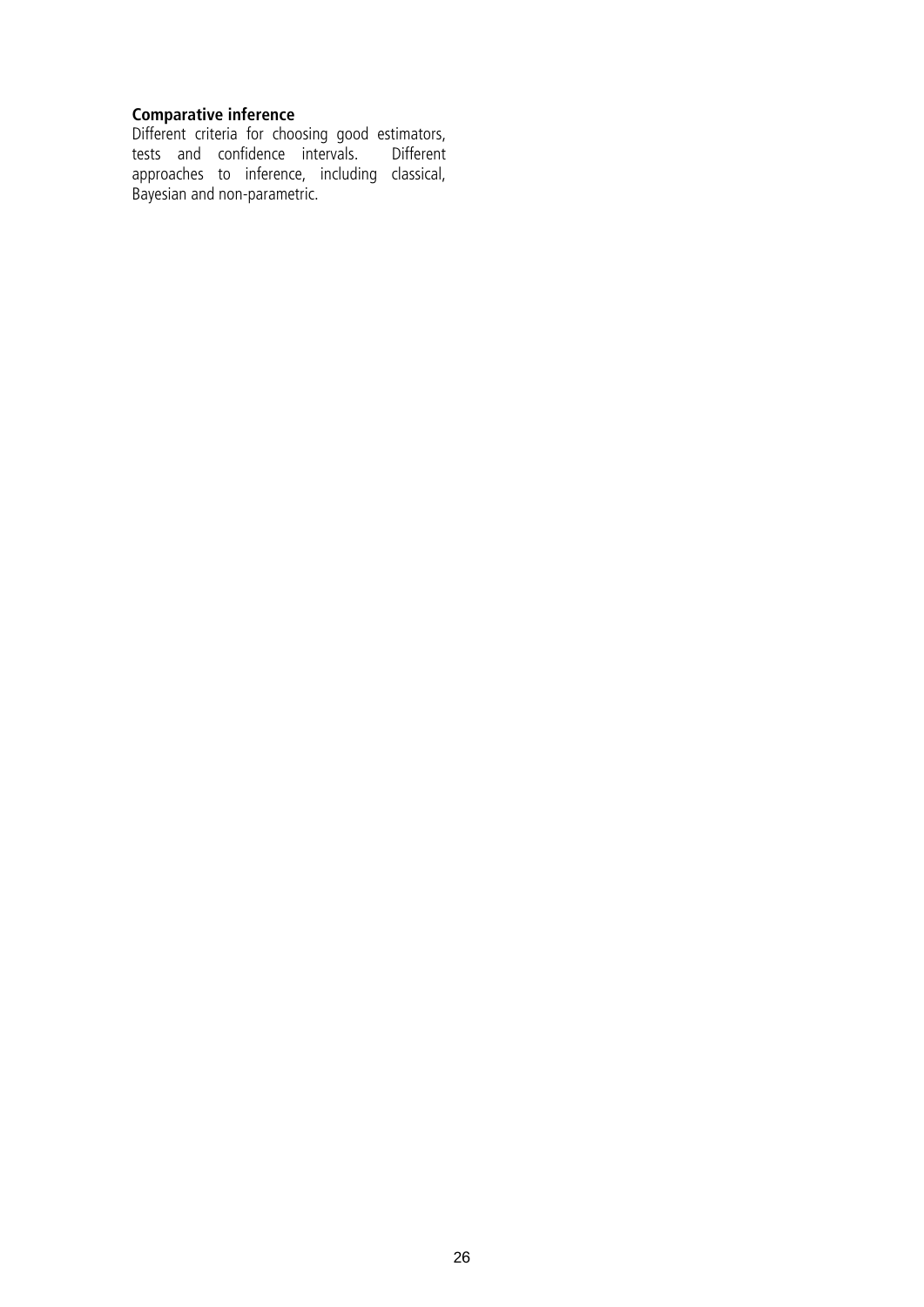**Comparative inference**

Different criteria for choosing good estimators, tests and confidence intervals. Different approaches to inference, including classical, Bayesian and non-parametric.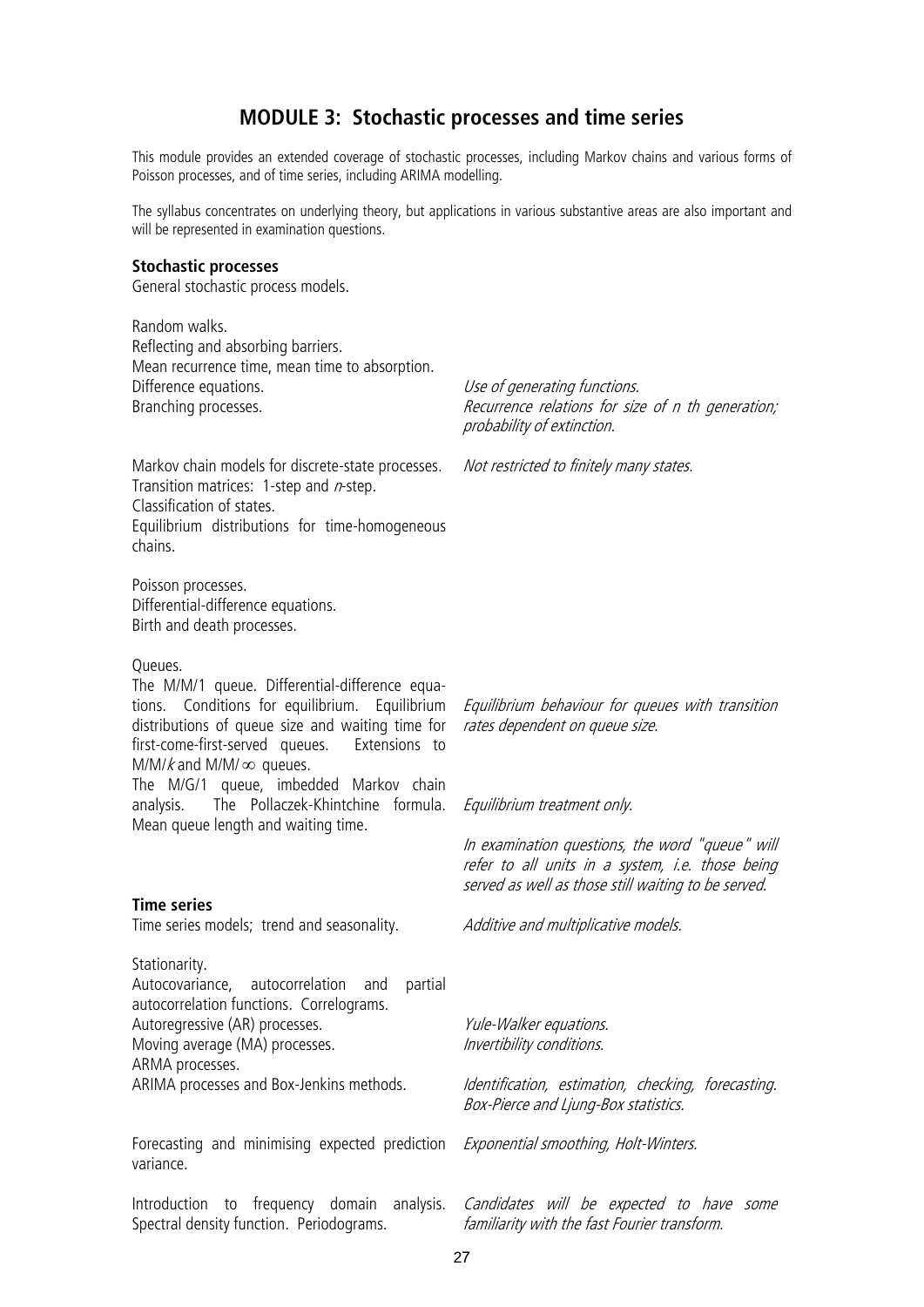## MODULE 3: Stochastic processes and time series

This module provides an extended coverage of stochastic processes, including Markov chains and various forms of Poisson processes, and of time series, including ARIMA modelling.

The syllabus concentrates on underlying theory, but applications in various substantive areas are also important and will be represented in examination questions.

| | |
|---|---|
| **Stochastic processes** | |
| General stochastic process models. | |
| Random walks.<br>Reflecting and absorbing barriers.<br>Mean recurrence time, mean time to absorption. | |
| Difference equations. | *Use of generating functions.* |
| Branching processes. | *Recurrence relations for size of n th generation; probability of extinction.* |
| Markov chain models for discrete-state processes.<br>Transition matrices: 1-step and $n$-step.<br>Classification of states.<br>Equilibrium distributions for time-homogeneous chains. | *Not restricted to finitely many states.* |
| Poisson processes.<br>Differential-difference equations.<br>Birth and death processes. | |
| Queues.<br>The M/M/1 queue. Differential-difference equations. Conditions for equilibrium. Equilibrium distributions of queue size and waiting time for first-come-first-served queues. Extensions to M/M/$k$ and M/M/$\infty$ queues. | *Equilibrium behaviour for queues with transition rates dependent on queue size.* |
| The M/G/1 queue, imbedded Markov chain analysis. The Pollaczek-Khintchine formula. Mean queue length and waiting time. | *Equilibrium treatment only.*<br><br>*In examination questions, the word "queue" will refer to all units in a system, i.e. those being served as well as those still waiting to be served.* |
| **Time series** | |
| Time series models; trend and seasonality. | *Additive and multiplicative models.* |
| Stationarity.<br>Autocovariance, autocorrelation and partial autocorrelation functions. Correlograms. | |
| Autoregressive (AR) processes. | *Yule-Walker equations.* |
| Moving average (MA) processes. | *Invertibility conditions.* |
| ARMA processes. | |
| ARIMA processes and Box-Jenkins methods. | *Identification, estimation, checking, forecasting. Box-Pierce and Ljung-Box statistics.* |
| Forecasting and minimising expected prediction variance. | *Exponential smoothing, Holt-Winters.* |
| Introduction to frequency domain analysis. Spectral density function. Periodograms. | *Candidates will be expected to have some familiarity with the fast Fourier transform.* |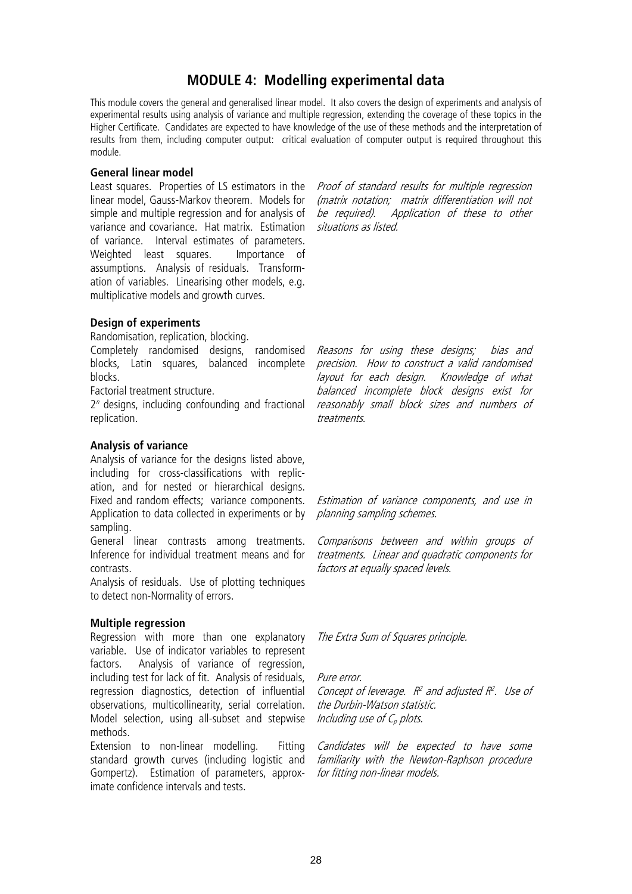# MODULE 4: Modelling experimental data

This module covers the general and generalised linear model. It also covers the design of experiments and analysis of experimental results using analysis of variance and multiple regression, extending the coverage of these topics in the Higher Certificate. Candidates are expected to have knowledge of the use of these methods and the interpretation of results from them, including computer output: critical evaluation of computer output is required throughout this module.

**General linear model**

Least squares. Properties of LS estimators in the linear model, Gauss-Markov theorem. Models for simple and multiple regression and for analysis of variance and covariance. Hat matrix. Estimation of variance. Interval estimates of parameters. Weighted least squares. Importance of assumptions. Analysis of residuals. Transformation of variables. Linearising other models, e.g. multiplicative models and growth curves.

*Proof of standard results for multiple regression (matrix notation; matrix differentiation will not be required). Application of these to other situations as listed.*

**Design of experiments**

Randomisation, replication, blocking.

Completely randomised designs, randomised blocks, Latin squares, balanced incomplete blocks.

Factorial treatment structure.

$2^n$ designs, including confounding and fractional replication.

*Reasons for using these designs; bias and precision. How to construct a valid randomised layout for each design. Knowledge of what balanced incomplete block designs exist for reasonably small block sizes and numbers of treatments.*

**Analysis of variance**

Analysis of variance for the designs listed above, including for cross-classifications with replication, and for nested or hierarchical designs.

Fixed and random effects; variance components. Application to data collected in experiments or by sampling.

*Estimation of variance components, and use in planning sampling schemes.*

General linear contrasts among treatments. Inference for individual treatment means and for contrasts.

*Comparisons between and within groups of treatments. Linear and quadratic components for factors at equally spaced levels.*

Analysis of residuals. Use of plotting techniques to detect non-Normality of errors.

**Multiple regression**

Regression with more than one explanatory variable. Use of indicator variables to represent factors. Analysis of variance of regression, including test for lack of fit. Analysis of residuals, regression diagnostics, detection of influential observations, multicollinearity, serial correlation. Model selection, using all-subset and stepwise methods.

*The Extra Sum of Squares principle.*

*Pure error.*

*Concept of leverage. $R^2$ and adjusted $R^2$. Use of the Durbin-Watson statistic.*

*Including use of $C_p$ plots.*

Extension to non-linear modelling. Fitting standard growth curves (including logistic and Gompertz). Estimation of parameters, approximate confidence intervals and tests.

*Candidates will be expected to have some familiarity with the Newton-Raphson procedure for fitting non-linear models.*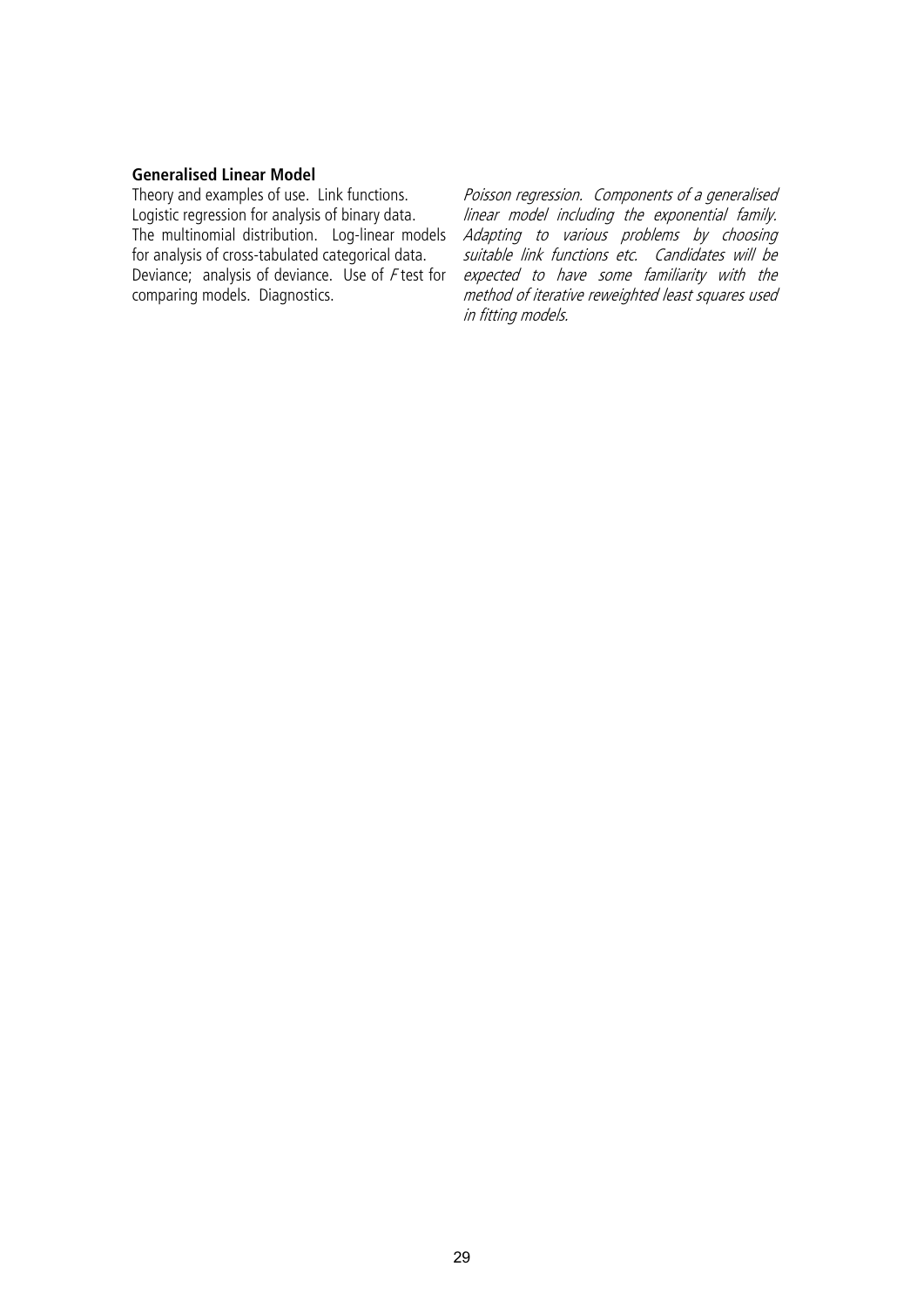**Generalised Linear Model**

Theory and examples of use. Link functions. Logistic regression for analysis of binary data. The multinomial distribution. Log-linear models for analysis of cross-tabulated categorical data. Deviance; analysis of deviance. Use of *F* test for comparing models. Diagnostics.

*Poisson regression. Components of a generalised linear model including the exponential family. Adapting to various problems by choosing suitable link functions etc. Candidates will be expected to have some familiarity with the method of iterative reweighted least squares used in fitting models.*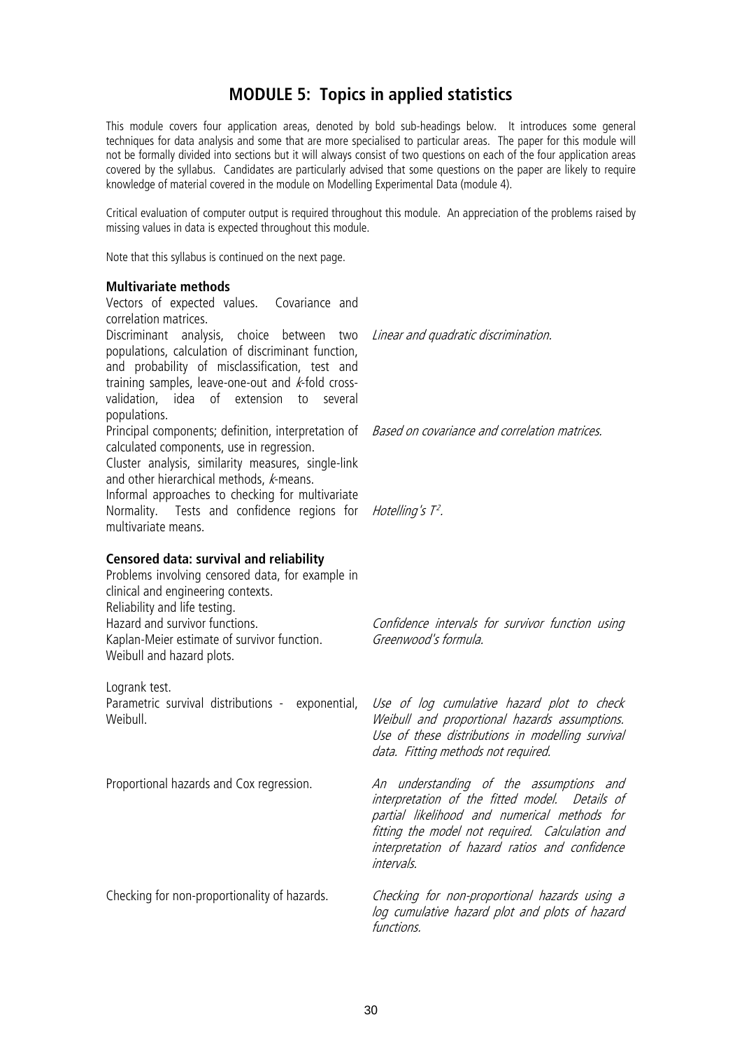# MODULE 5: Topics in applied statistics

This module covers four application areas, denoted by bold sub-headings below. It introduces some general techniques for data analysis and some that are more specialised to particular areas. The paper for this module will not be formally divided into sections but it will always consist of two questions on each of the four application areas covered by the syllabus. Candidates are particularly advised that some questions on the paper are likely to require knowledge of material covered in the module on Modelling Experimental Data (module 4).

Critical evaluation of computer output is required throughout this module. An appreciation of the problems raised by missing values in data is expected throughout this module.

Note that this syllabus is continued on the next page.

**Multivariate methods**

| | |
|---|---|
| Vectors of expected values. Covariance and correlation matrices. | |
| Discriminant analysis, choice between two populations, calculation of discriminant function, and probability of misclassification, test and training samples, leave-one-out and *k*-fold cross-validation, idea of extension to several populations. | *Linear and quadratic discrimination.* |
| Principal components; definition, interpretation of calculated components, use in regression. | *Based on covariance and correlation matrices.* |
| Cluster analysis, similarity measures, single-link and other hierarchical methods, *k*-means. | |
| Informal approaches to checking for multivariate Normality. Tests and confidence regions for multivariate means. | *Hotelling's* $T^2$. |

**Censored data: survival and reliability**

| | |
|---|---|
| Problems involving censored data, for example in clinical and engineering contexts. | |
| Reliability and life testing. | |
| Hazard and survivor functions. Kaplan-Meier estimate of survivor function. Weibull and hazard plots. | *Confidence intervals for survivor function using Greenwood's formula.* |
| Logrank test. | |
| Parametric survival distributions - exponential, Weibull. | *Use of log cumulative hazard plot to check Weibull and proportional hazards assumptions. Use of these distributions in modelling survival data. Fitting methods not required.* |
| Proportional hazards and Cox regression. | *An understanding of the assumptions and interpretation of the fitted model. Details of partial likelihood and numerical methods for fitting the model not required. Calculation and interpretation of hazard ratios and confidence intervals.* |
| Checking for non-proportionality of hazards. | *Checking for non-proportional hazards using a log cumulative hazard plot and plots of hazard functions.* |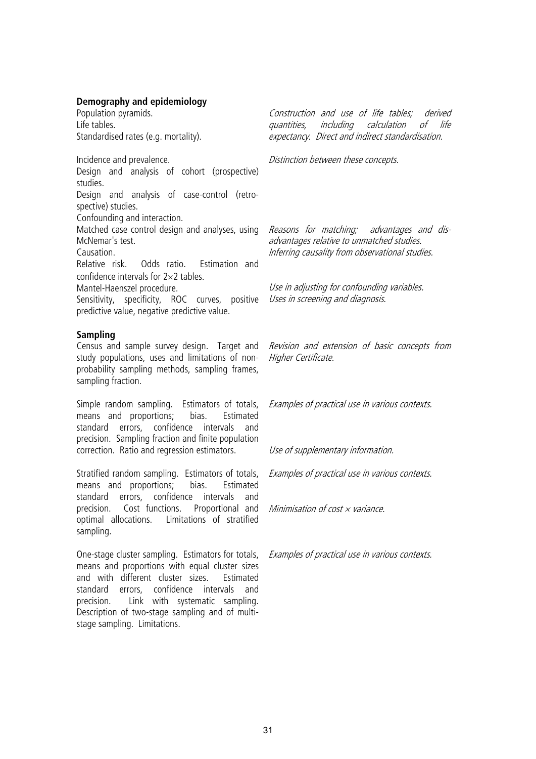**Demography and epidemiology**

| | |
|---|---|
| Population pyramids.<br>Life tables.<br>Standardised rates (e.g. mortality). | *Construction and use of life tables; derived quantities, including calculation of life expectancy. Direct and indirect standardisation.* |
| Incidence and prevalence. | *Distinction between these concepts.* |
| Design and analysis of cohort (prospective) studies.<br>Design and analysis of case-control (retro-spective) studies.<br>Confounding and interaction. | |
| Matched case control design and analyses, using McNemar's test. | *Reasons for matching; advantages and dis-advantages relative to unmatched studies.* |
| Causation. | *Inferring causality from observational studies.* |
| Relative risk. Odds ratio. Estimation and confidence intervals for 2×2 tables. | |
| Mantel-Haenszel procedure. | *Use in adjusting for confounding variables.* |
| Sensitivity, specificity, ROC curves, positive predictive value, negative predictive value. | *Uses in screening and diagnosis.* |

**Sampling**

| | |
|---|---|
| Census and sample survey design. Target and study populations, uses and limitations of non-probability sampling methods, sampling frames, sampling fraction. | *Revision and extension of basic concepts from Higher Certificate.* |
| Simple random sampling. Estimators of totals, means and proportions; bias. Estimated standard errors, confidence intervals and precision. Sampling fraction and finite population correction. | *Examples of practical use in various contexts.* |
| Ratio and regression estimators. | *Use of supplementary information.* |
| Stratified random sampling. Estimators of totals, means and proportions; bias. Estimated standard errors, confidence intervals and precision. | *Examples of practical use in various contexts.* |
| Cost functions. Proportional and optimal allocations. Limitations of stratified sampling. | *Minimisation of cost × variance.* |
| One-stage cluster sampling. Estimators for totals, means and proportions with equal cluster sizes and with different cluster sizes. Estimated standard errors, confidence intervals and precision. Link with systematic sampling. Description of two-stage sampling and of multi-stage sampling. Limitations. | *Examples of practical use in various contexts.* |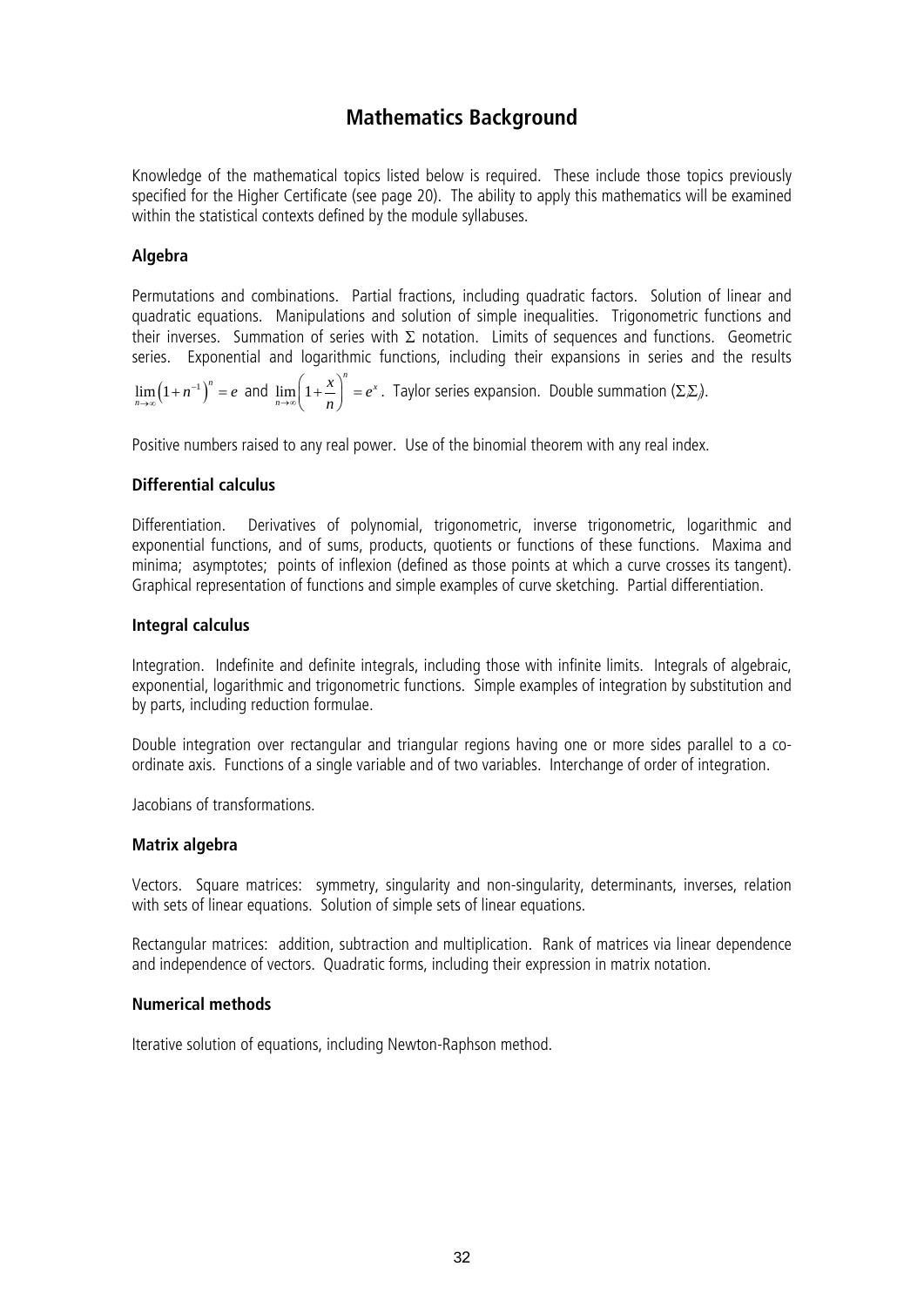# Mathematics Background

Knowledge of the mathematical topics listed below is required. These include those topics previously specified for the Higher Certificate (see page 20). The ability to apply this mathematics will be examined within the statistical contexts defined by the module syllabuses.

### Algebra

Permutations and combinations. Partial fractions, including quadratic factors. Solution of linear and quadratic equations. Manipulations and solution of simple inequalities. Trigonometric functions and their inverses. Summation of series with $\Sigma$ notation. Limits of sequences and functions. Geometric series. Exponential and logarithmic functions, including their expansions in series and the results $\lim_{n\to\infty}\left(1+n^{-1}\right)^n = e$ and $\lim_{n\to\infty}\left(1+\frac{x}{n}\right)^n = e^x$. Taylor series expansion. Double summation ($\Sigma_i\Sigma_j$).

Positive numbers raised to any real power. Use of the binomial theorem with any real index.

### Differential calculus

Differentiation. Derivatives of polynomial, trigonometric, inverse trigonometric, logarithmic and exponential functions, and of sums, products, quotients or functions of these functions. Maxima and minima; asymptotes; points of inflexion (defined as those points at which a curve crosses its tangent). Graphical representation of functions and simple examples of curve sketching. Partial differentiation.

### Integral calculus

Integration. Indefinite and definite integrals, including those with infinite limits. Integrals of algebraic, exponential, logarithmic and trigonometric functions. Simple examples of integration by substitution and by parts, including reduction formulae.

Double integration over rectangular and triangular regions having one or more sides parallel to a co-ordinate axis. Functions of a single variable and of two variables. Interchange of order of integration.

Jacobians of transformations.

### Matrix algebra

Vectors. Square matrices: symmetry, singularity and non-singularity, determinants, inverses, relation with sets of linear equations. Solution of simple sets of linear equations.

Rectangular matrices: addition, subtraction and multiplication. Rank of matrices via linear dependence and independence of vectors. Quadratic forms, including their expression in matrix notation.

### Numerical methods

Iterative solution of equations, including Newton-Raphson method.